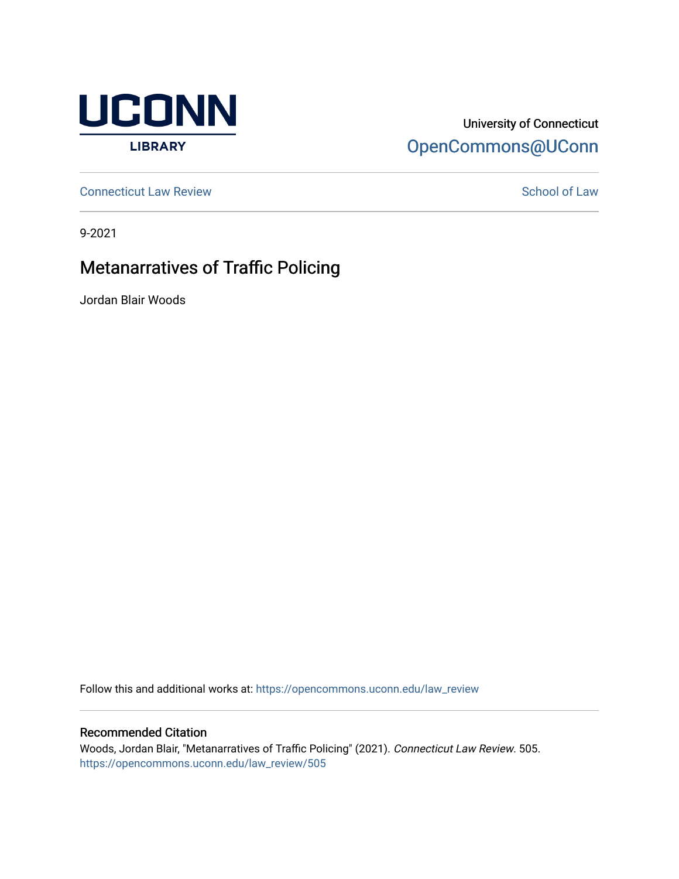UCONN LIBRARY

University of Connecticut
OpenCommons@UConn

Connecticut Law Review

School of Law

9-2021

# Metanarratives of Traffic Policing

Jordan Blair Woods

Follow this and additional works at: https://opencommons.uconn.edu/law_review

## Recommended Citation

Woods, Jordan Blair, "Metanarratives of Traffic Policing" (2021). *Connecticut Law Review*. 505.
https://opencommons.uconn.edu/law_review/505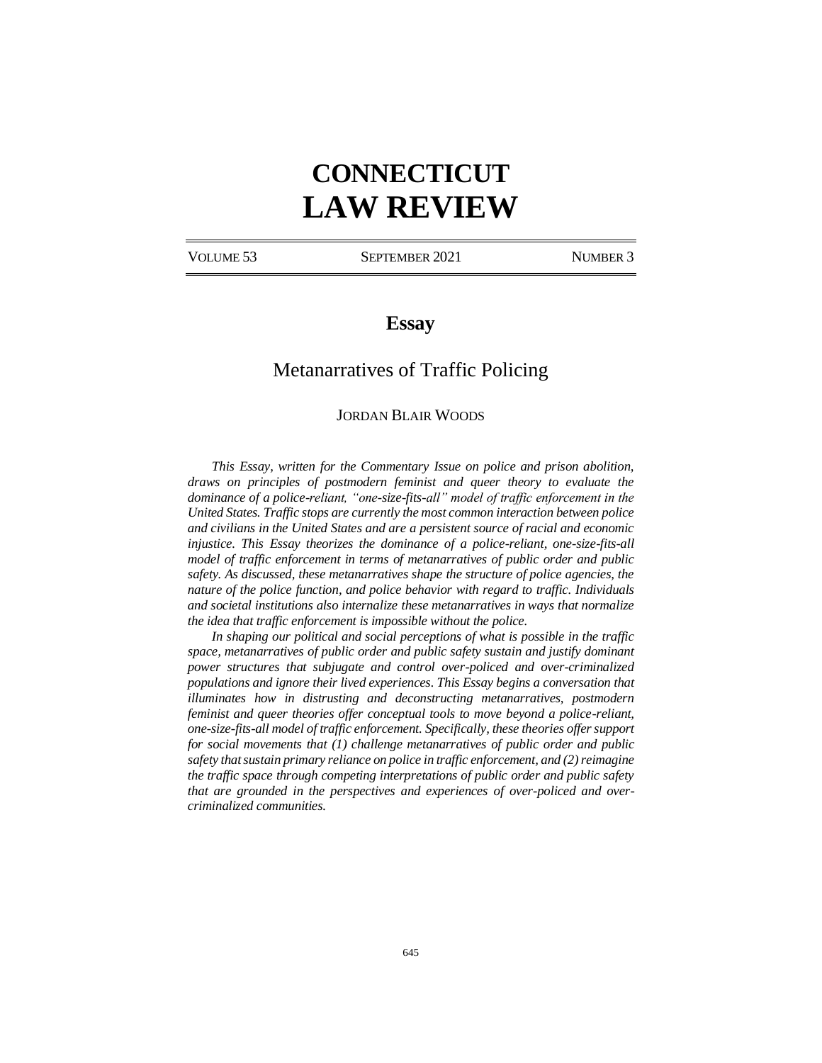# CONNECTICUT LAW REVIEW

VOLUME 53 SEPTEMBER 2021 NUMBER 3

## Essay

## Metanarratives of Traffic Policing

JORDAN BLAIR WOODS

*This Essay, written for the Commentary Issue on police and prison abolition, draws on principles of postmodern feminist and queer theory to evaluate the dominance of a police-reliant, "one-size-fits-all" model of traffic enforcement in the United States. Traffic stops are currently the most common interaction between police and civilians in the United States and are a persistent source of racial and economic injustice. This Essay theorizes the dominance of a police-reliant, one-size-fits-all model of traffic enforcement in terms of metanarratives of public order and public safety. As discussed, these metanarratives shape the structure of police agencies, the nature of the police function, and police behavior with regard to traffic. Individuals and societal institutions also internalize these metanarratives in ways that normalize the idea that traffic enforcement is impossible without the police.*

*In shaping our political and social perceptions of what is possible in the traffic space, metanarratives of public order and public safety sustain and justify dominant power structures that subjugate and control over-policed and over-criminalized populations and ignore their lived experiences. This Essay begins a conversation that illuminates how in distrusting and deconstructing metanarratives, postmodern feminist and queer theories offer conceptual tools to move beyond a police-reliant, one-size-fits-all model of traffic enforcement. Specifically, these theories offer support for social movements that (1) challenge metanarratives of public order and public safety that sustain primary reliance on police in traffic enforcement, and (2) reimagine the traffic space through competing interpretations of public order and public safety that are grounded in the perspectives and experiences of over-policed and over-criminalized communities.*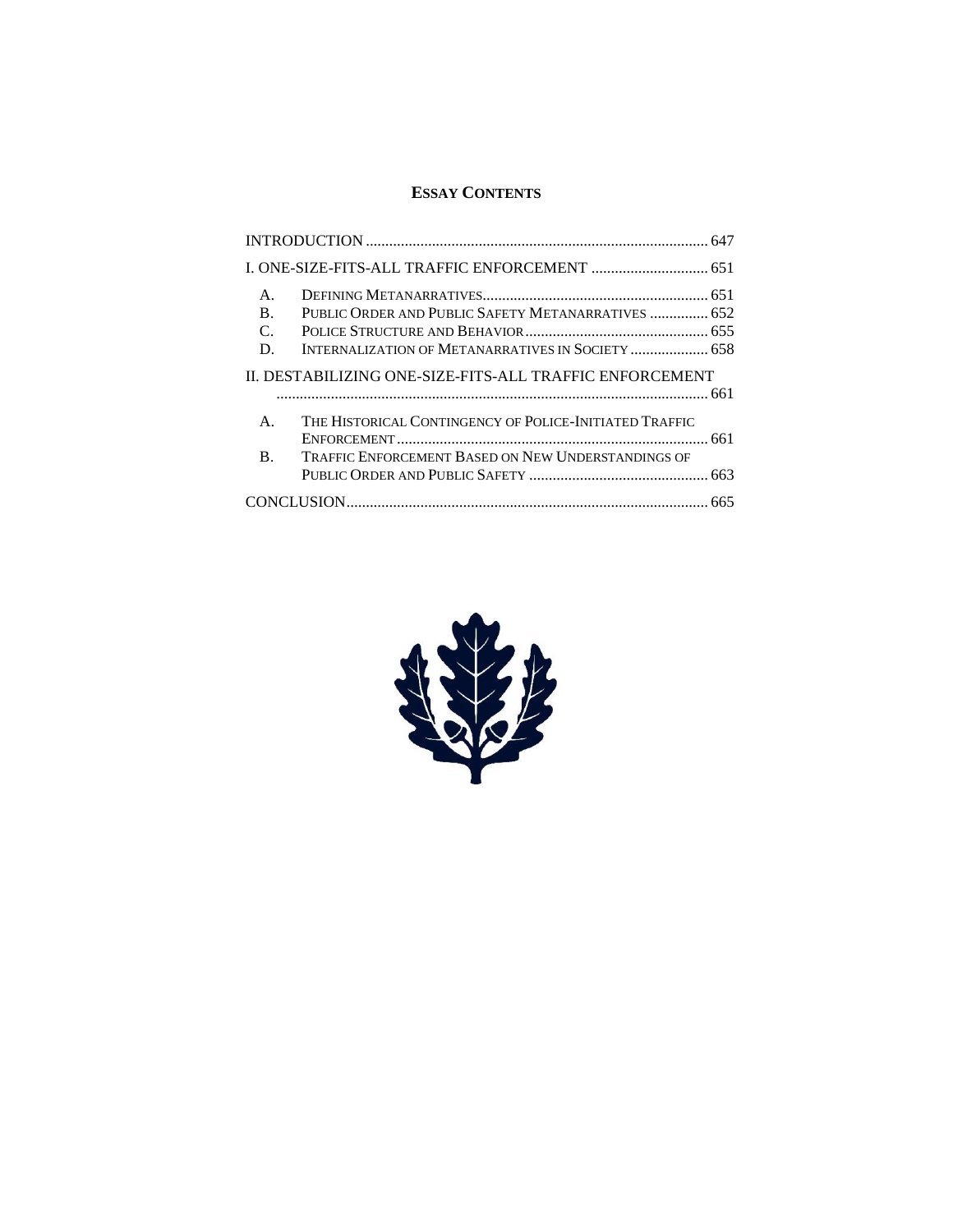## ESSAY CONTENTS

INTRODUCTION ........................................................................................ 647

I. ONE-SIZE-FITS-ALL TRAFFIC ENFORCEMENT ................................ 651

- A. DEFINING METANARRATIVES ........................................................... 651
- B. PUBLIC ORDER AND PUBLIC SAFETY METANARRATIVES ............... 652
- C. POLICE STRUCTURE AND BEHAVIOR ............................................... 655
- D. INTERNALIZATION OF METANARRATIVES IN SOCIETY .................... 658

II. DESTABILIZING ONE-SIZE-FITS-ALL TRAFFIC ENFORCEMENT ............................................................................................................... 661

- A. THE HISTORICAL CONTINGENCY OF POLICE-INITIATED TRAFFIC ENFORCEMENT ................................................................................ 661
- B. TRAFFIC ENFORCEMENT BASED ON NEW UNDERSTANDINGS OF PUBLIC ORDER AND PUBLIC SAFETY ............................................... 663

CONCLUSION ............................................................................................ 665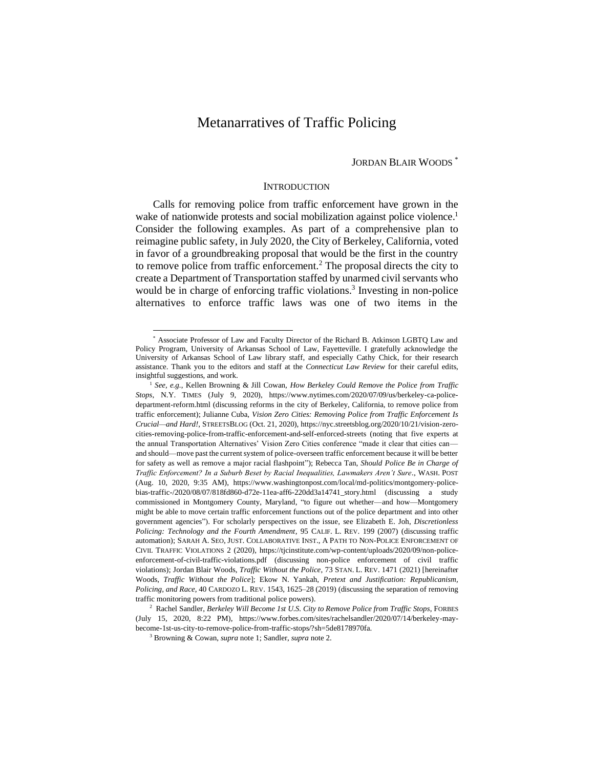# Metanarratives of Traffic Policing

JORDAN BLAIR WOODS [*]

## INTRODUCTION

Calls for removing police from traffic enforcement have grown in the wake of nationwide protests and social mobilization against police violence.[1] Consider the following examples. As part of a comprehensive plan to reimagine public safety, in July 2020, the City of Berkeley, California, voted in favor of a groundbreaking proposal that would be the first in the country to remove police from traffic enforcement.[2] The proposal directs the city to create a Department of Transportation staffed by unarmed civil servants who would be in charge of enforcing traffic violations.[3] Investing in non-police alternatives to enforce traffic laws was one of two items in the

---

[*] Associate Professor of Law and Faculty Director of the Richard B. Atkinson LGBTQ Law and Policy Program, University of Arkansas School of Law, Fayetteville. I gratefully acknowledge the University of Arkansas School of Law library staff, and especially Cathy Chick, for their research assistance. Thank you to the editors and staff at the *Connecticut Law Review* for their careful edits, insightful suggestions, and work.

[1] *See, e.g.*, Kellen Browning & Jill Cowan, *How Berkeley Could Remove the Police from Traffic Stops*, N.Y. TIMES (July 9, 2020), https://www.nytimes.com/2020/07/09/us/berkeley-ca-police-department-reform.html (discussing reforms in the city of Berkeley, California, to remove police from traffic enforcement); Julianne Cuba, *Vision Zero Cities: Removing Police from Traffic Enforcement Is Crucial—and Hard!*, STREETSBLOG (Oct. 21, 2020), https://nyc.streetsblog.org/2020/10/21/vision-zero-cities-removing-police-from-traffic-enforcement-and-self-enforced-streets (noting that five experts at the annual Transportation Alternatives' Vision Zero Cities conference "made it clear that cities can—and should—move past the current system of police-overseen traffic enforcement because it will be better for safety as well as remove a major racial flashpoint"); Rebecca Tan, *Should Police Be in Charge of Traffic Enforcement? In a Suburb Beset by Racial Inequalities, Lawmakers Aren't Sure.*, WASH. POST (Aug. 10, 2020, 9:35 AM), https://www.washingtonpost.com/local/md-politics/montgomery-police-bias-traffic-/2020/08/07/818fd860-d72e-11ea-aff6-220dd3a14741_story.html (discussing a study commissioned in Montgomery County, Maryland, "to figure out whether—and how—Montgomery might be able to move certain traffic enforcement functions out of the police department and into other government agencies"). For scholarly perspectives on the issue, see Elizabeth E. Joh, *Discretionless Policing: Technology and the Fourth Amendment*, 95 CALIF. L. REV. 199 (2007) (discussing traffic automation); SARAH A. SEO, JUST. COLLABORATIVE INST., A PATH TO NON-POLICE ENFORCEMENT OF CIVIL TRAFFIC VIOLATIONS 2 (2020), https://tjcinstitute.com/wp-content/uploads/2020/09/non-police-enforcement-of-civil-traffic-violations.pdf (discussing non-police enforcement of civil traffic violations); Jordan Blair Woods, *Traffic Without the Police*, 73 STAN. L. REV. 1471 (2021) [hereinafter Woods, *Traffic Without the Police*]; Ekow N. Yankah, *Pretext and Justification: Republicanism, Policing, and Race*, 40 CARDOZO L. REV. 1543, 1625–28 (2019) (discussing the separation of removing traffic monitoring powers from traditional police powers).

[2] Rachel Sandler, *Berkeley Will Become 1st U.S. City to Remove Police from Traffic Stops*, FORBES (July 15, 2020, 8:22 PM), https://www.forbes.com/sites/rachelsandler/2020/07/14/berkeley-may-become-1st-us-city-to-remove-police-from-traffic-stops/?sh=5de8178970fa.

[3] Browning & Cowan, *supra* note 1; Sandler, *supra* note 2.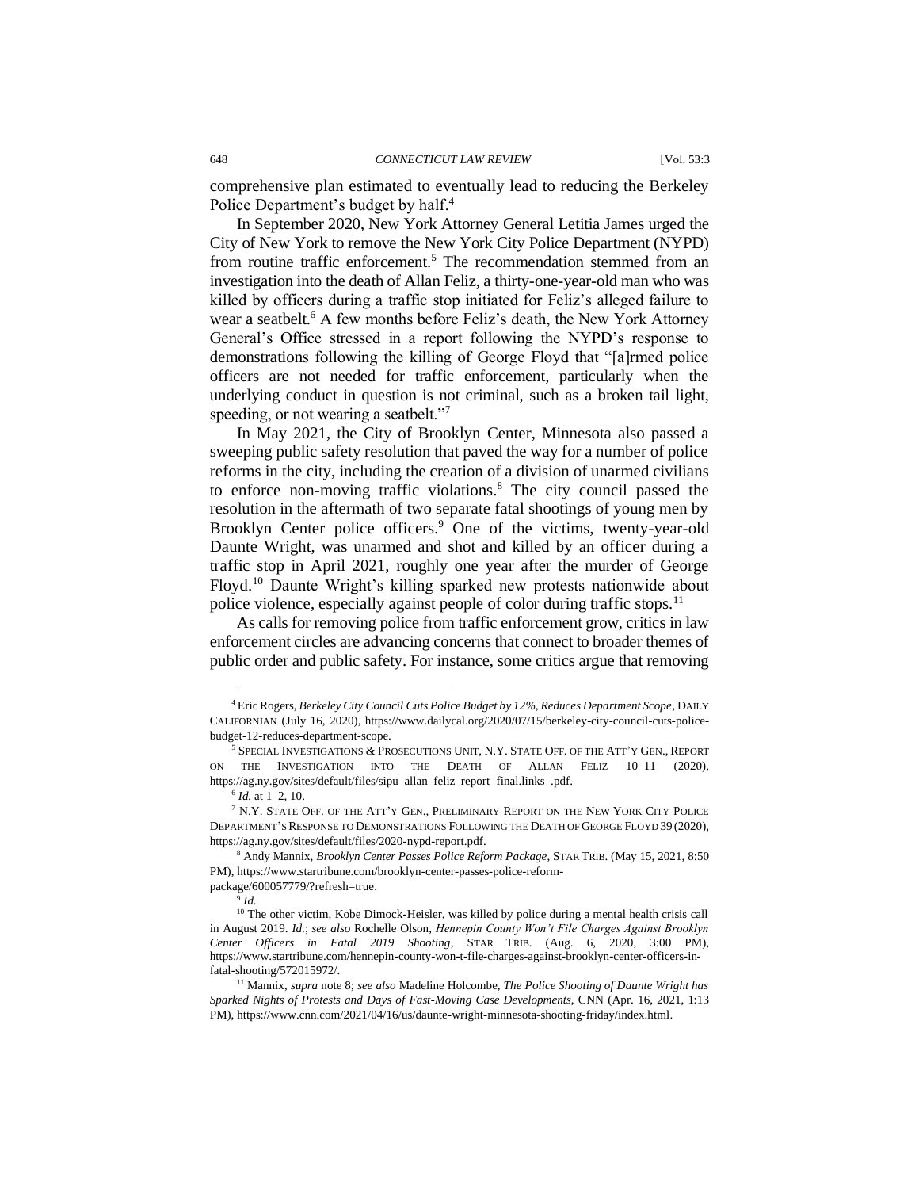comprehensive plan estimated to eventually lead to reducing the Berkeley Police Department's budget by half.[4]

In September 2020, New York Attorney General Letitia James urged the City of New York to remove the New York City Police Department (NYPD) from routine traffic enforcement.[5] The recommendation stemmed from an investigation into the death of Allan Feliz, a thirty-one-year-old man who was killed by officers during a traffic stop initiated for Feliz's alleged failure to wear a seatbelt.[6] A few months before Feliz's death, the New York Attorney General's Office stressed in a report following the NYPD's response to demonstrations following the killing of George Floyd that "[a]rmed police officers are not needed for traffic enforcement, particularly when the underlying conduct in question is not criminal, such as a broken tail light, speeding, or not wearing a seatbelt."[7]

In May 2021, the City of Brooklyn Center, Minnesota also passed a sweeping public safety resolution that paved the way for a number of police reforms in the city, including the creation of a division of unarmed civilians to enforce non-moving traffic violations.[8] The city council passed the resolution in the aftermath of two separate fatal shootings of young men by Brooklyn Center police officers.[9] One of the victims, twenty-year-old Daunte Wright, was unarmed and shot and killed by an officer during a traffic stop in April 2021, roughly one year after the murder of George Floyd.[10] Daunte Wright's killing sparked new protests nationwide about police violence, especially against people of color during traffic stops.[11]

As calls for removing police from traffic enforcement grow, critics in law enforcement circles are advancing concerns that connect to broader themes of public order and public safety. For instance, some critics argue that removing

---

[4] Eric Rogers, *Berkeley City Council Cuts Police Budget by 12%, Reduces Department Scope*, DAILY CALIFORNIAN (July 16, 2020), https://www.dailycal.org/2020/07/15/berkeley-city-council-cuts-police-budget-12-reduces-department-scope.

[5] SPECIAL INVESTIGATIONS & PROSECUTIONS UNIT, N.Y. STATE OFF. OF THE ATT'Y GEN., REPORT ON THE INVESTIGATION INTO THE DEATH OF ALLAN FELIZ 10–11 (2020), https://ag.ny.gov/sites/default/files/sipu_allan_feliz_report_final.links_.pdf.

[6] *Id.* at 1–2, 10.

[7] N.Y. STATE OFF. OF THE ATT'Y GEN., PRELIMINARY REPORT ON THE NEW YORK CITY POLICE DEPARTMENT'S RESPONSE TO DEMONSTRATIONS FOLLOWING THE DEATH OF GEORGE FLOYD 39 (2020), https://ag.ny.gov/sites/default/files/2020-nypd-report.pdf.

[8] Andy Mannix, *Brooklyn Center Passes Police Reform Package*, STAR TRIB. (May 15, 2021, 8:50 PM), https://www.startribune.com/brooklyn-center-passes-police-reform-package/600057779/?refresh=true.

[9] *Id.*

[10] The other victim, Kobe Dimock-Heisler, was killed by police during a mental health crisis call in August 2019. *Id.*; *see also* Rochelle Olson, *Hennepin County Won't File Charges Against Brooklyn Center Officers in Fatal 2019 Shooting*, STAR TRIB. (Aug. 6, 2020, 3:00 PM), https://www.startribune.com/hennepin-county-won-t-file-charges-against-brooklyn-center-officers-in-fatal-shooting/572015972/.

[11] Mannix, *supra* note 8; *see also* Madeline Holcombe, *The Police Shooting of Daunte Wright has Sparked Nights of Protests and Days of Fast-Moving Case Developments*, CNN (Apr. 16, 2021, 1:13 PM), https://www.cnn.com/2021/04/16/us/daunte-wright-minnesota-shooting-friday/index.html.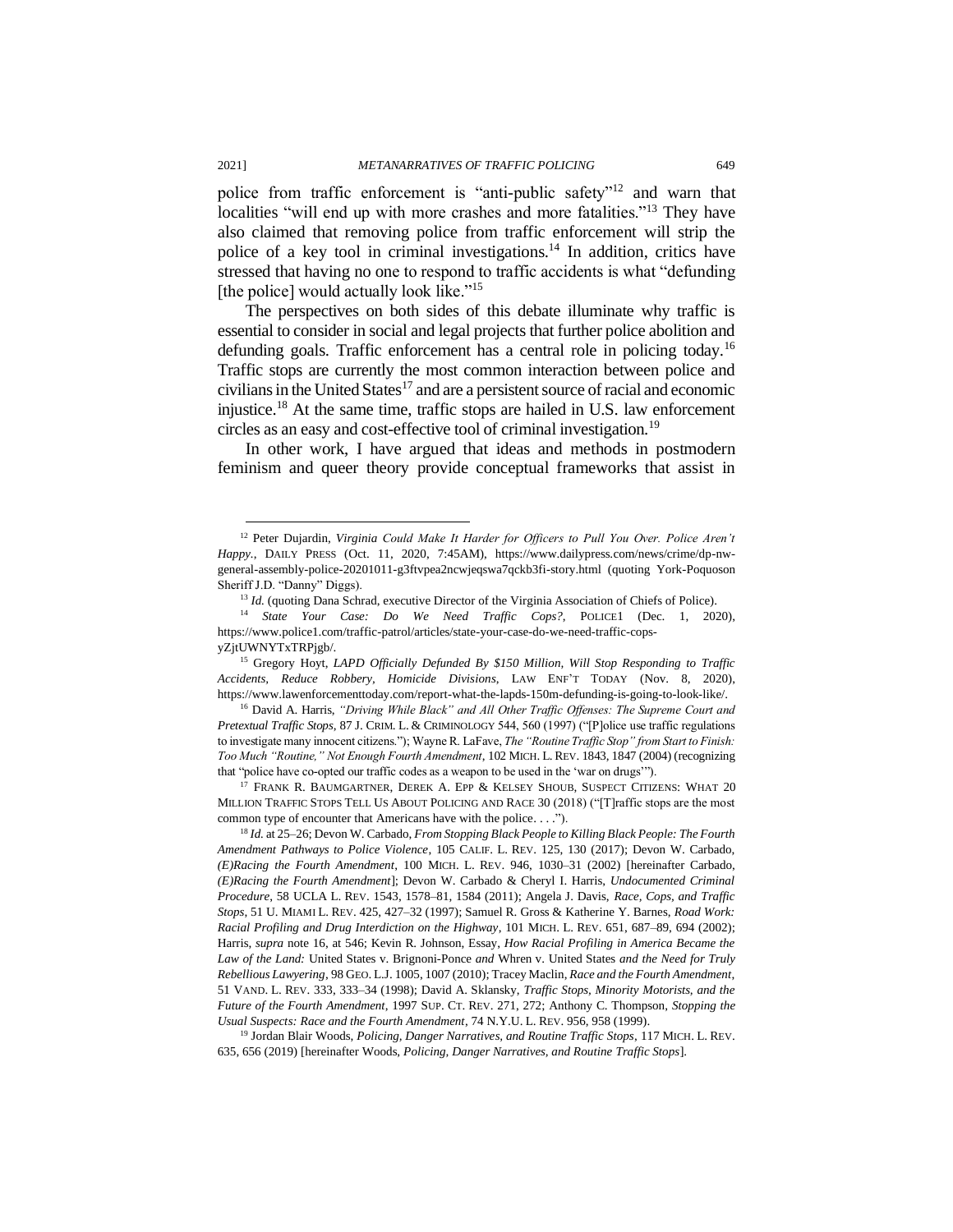police from traffic enforcement is "anti-public safety"[12] and warn that localities "will end up with more crashes and more fatalities."[13] They have also claimed that removing police from traffic enforcement will strip the police of a key tool in criminal investigations.[14] In addition, critics have stressed that having no one to respond to traffic accidents is what "defunding [the police] would actually look like."[15]

The perspectives on both sides of this debate illuminate why traffic is essential to consider in social and legal projects that further police abolition and defunding goals. Traffic enforcement has a central role in policing today.[16] Traffic stops are currently the most common interaction between police and civilians in the United States[17] and are a persistent source of racial and economic injustice.[18] At the same time, traffic stops are hailed in U.S. law enforcement circles as an easy and cost-effective tool of criminal investigation.[19]

In other work, I have argued that ideas and methods in postmodern feminism and queer theory provide conceptual frameworks that assist in

---

[12] Peter Dujardin, *Virginia Could Make It Harder for Officers to Pull You Over. Police Aren't Happy.*, DAILY PRESS (Oct. 11, 2020, 7:45AM), https://www.dailypress.com/news/crime/dp-nw-general-assembly-police-20201011-g3ftvpea2ncwjeqswa7qckb3fi-story.html (quoting York-Poquoson Sheriff J.D. "Danny" Diggs).

[13] *Id.* (quoting Dana Schrad, executive Director of the Virginia Association of Chiefs of Police).

[14] *State Your Case: Do We Need Traffic Cops?*, POLICE1 (Dec. 1, 2020), https://www.police1.com/traffic-patrol/articles/state-your-case-do-we-need-traffic-cops-yZjtUWNYTxTRPjgb/.

[15] Gregory Hoyt, *LAPD Officially Defunded By $150 Million, Will Stop Responding to Traffic Accidents, Reduce Robbery, Homicide Divisions*, LAW ENF'T TODAY (Nov. 8, 2020), https://www.lawenforcementtoday.com/report-what-the-lapds-150m-defunding-is-going-to-look-like/.

[16] David A. Harris, *"Driving While Black" and All Other Traffic Offenses: The Supreme Court and Pretextual Traffic Stops*, 87 J. CRIM. L. & CRIMINOLOGY 544, 560 (1997) ("[P]olice use traffic regulations to investigate many innocent citizens."); Wayne R. LaFave, *The "Routine Traffic Stop" from Start to Finish: Too Much "Routine," Not Enough Fourth Amendment*, 102 MICH. L. REV. 1843, 1847 (2004) (recognizing that "police have co-opted our traffic codes as a weapon to be used in the 'war on drugs'").

[17] FRANK R. BAUMGARTNER, DEREK A. EPP & KELSEY SHOUB, SUSPECT CITIZENS: WHAT 20 MILLION TRAFFIC STOPS TELL US ABOUT POLICING AND RACE 30 (2018) ("[T]raffic stops are the most common type of encounter that Americans have with the police. . . .").

[18] *Id.* at 25–26; Devon W. Carbado, *From Stopping Black People to Killing Black People: The Fourth Amendment Pathways to Police Violence*, 105 CALIF. L. REV. 125, 130 (2017); Devon W. Carbado, *(E)Racing the Fourth Amendment*, 100 MICH. L. REV. 946, 1030–31 (2002) [hereinafter Carbado, *(E)Racing the Fourth Amendment*]; Devon W. Carbado & Cheryl I. Harris, *Undocumented Criminal Procedure*, 58 UCLA L. REV. 1543, 1578–81, 1584 (2011); Angela J. Davis, *Race, Cops, and Traffic Stops*, 51 U. MIAMI L. REV. 425, 427–32 (1997); Samuel R. Gross & Katherine Y. Barnes, *Road Work: Racial Profiling and Drug Interdiction on the Highway*, 101 MICH. L. REV. 651, 687–89, 694 (2002); Harris, *supra* note 16, at 546; Kevin R. Johnson, *How Racial Profiling in America Became the Law of the Land:* United States v. Brignoni-Ponce *and* Whren v. United States *and the Need for Truly Rebellious Lawyering*, 98 GEO. L.J. 1005, 1007 (2010); Tracey Maclin, *Race and the Fourth Amendment*, 51 VAND. L. REV. 333, 333–34 (1998); David A. Sklansky, *Traffic Stops, Minority Motorists, and the Future of the Fourth Amendment*, 1997 SUP. CT. REV. 271, 272; Anthony C. Thompson, *Stopping the Usual Suspects: Race and the Fourth Amendment*, 74 N.Y.U. L. REV. 956, 958 (1999).

[19] Jordan Blair Woods, *Policing, Danger Narratives, and Routine Traffic Stops*, 117 MICH. L. REV. 635, 656 (2019) [hereinafter Woods, *Policing, Danger Narratives, and Routine Traffic Stops*].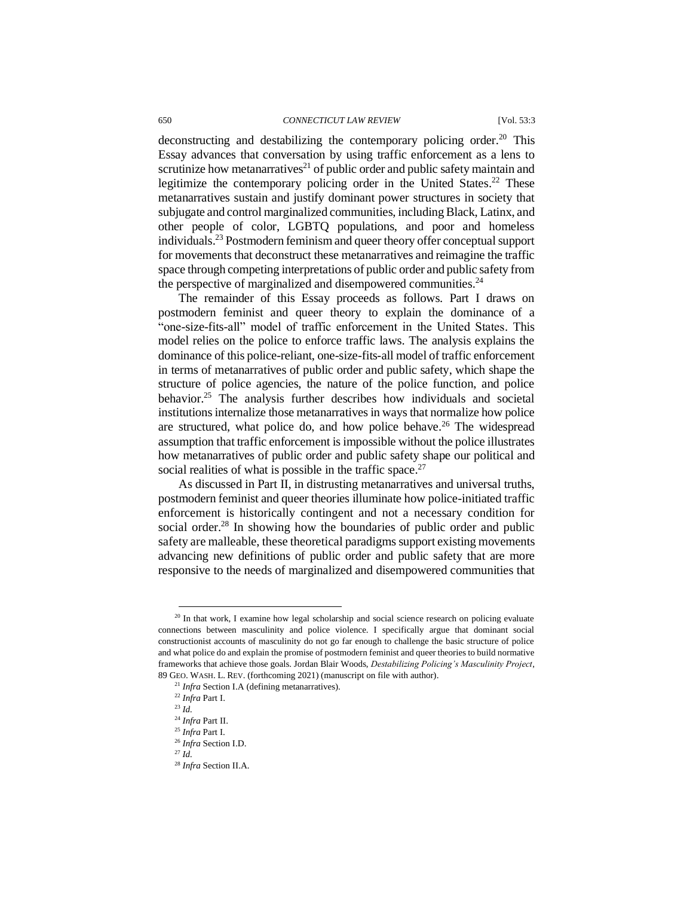deconstructing and destabilizing the contemporary policing order.[20] This Essay advances that conversation by using traffic enforcement as a lens to scrutinize how metanarratives[21] of public order and public safety maintain and legitimize the contemporary policing order in the United States.[22] These metanarratives sustain and justify dominant power structures in society that subjugate and control marginalized communities, including Black, Latinx, and other people of color, LGBTQ populations, and poor and homeless individuals.[23] Postmodern feminism and queer theory offer conceptual support for movements that deconstruct these metanarratives and reimagine the traffic space through competing interpretations of public order and public safety from the perspective of marginalized and disempowered communities.[24]

The remainder of this Essay proceeds as follows. Part I draws on postmodern feminist and queer theory to explain the dominance of a "one-size-fits-all" model of traffic enforcement in the United States. This model relies on the police to enforce traffic laws. The analysis explains the dominance of this police-reliant, one-size-fits-all model of traffic enforcement in terms of metanarratives of public order and public safety, which shape the structure of police agencies, the nature of the police function, and police behavior.[25] The analysis further describes how individuals and societal institutions internalize those metanarratives in ways that normalize how police are structured, what police do, and how police behave.[26] The widespread assumption that traffic enforcement is impossible without the police illustrates how metanarratives of public order and public safety shape our political and social realities of what is possible in the traffic space.[27]

As discussed in Part II, in distrusting metanarratives and universal truths, postmodern feminist and queer theories illuminate how police-initiated traffic enforcement is historically contingent and not a necessary condition for social order.[28] In showing how the boundaries of public order and public safety are malleable, these theoretical paradigms support existing movements advancing new definitions of public order and public safety that are more responsive to the needs of marginalized and disempowered communities that

---

[20] In that work, I examine how legal scholarship and social science research on policing evaluate connections between masculinity and police violence. I specifically argue that dominant social constructionist accounts of masculinity do not go far enough to challenge the basic structure of police and what police do and explain the promise of postmodern feminist and queer theories to build normative frameworks that achieve those goals. Jordan Blair Woods, *Destabilizing Policing's Masculinity Project*, 89 GEO. WASH. L. REV. (forthcoming 2021) (manuscript on file with author).

[21] *Infra* Section I.A (defining metanarratives).

[22] *Infra* Part I.

[23] *Id.*

[24] *Infra* Part II.

[25] *Infra* Part I.

[26] *Infra* Section I.D.

[27] *Id.*

[28] *Infra* Section II.A.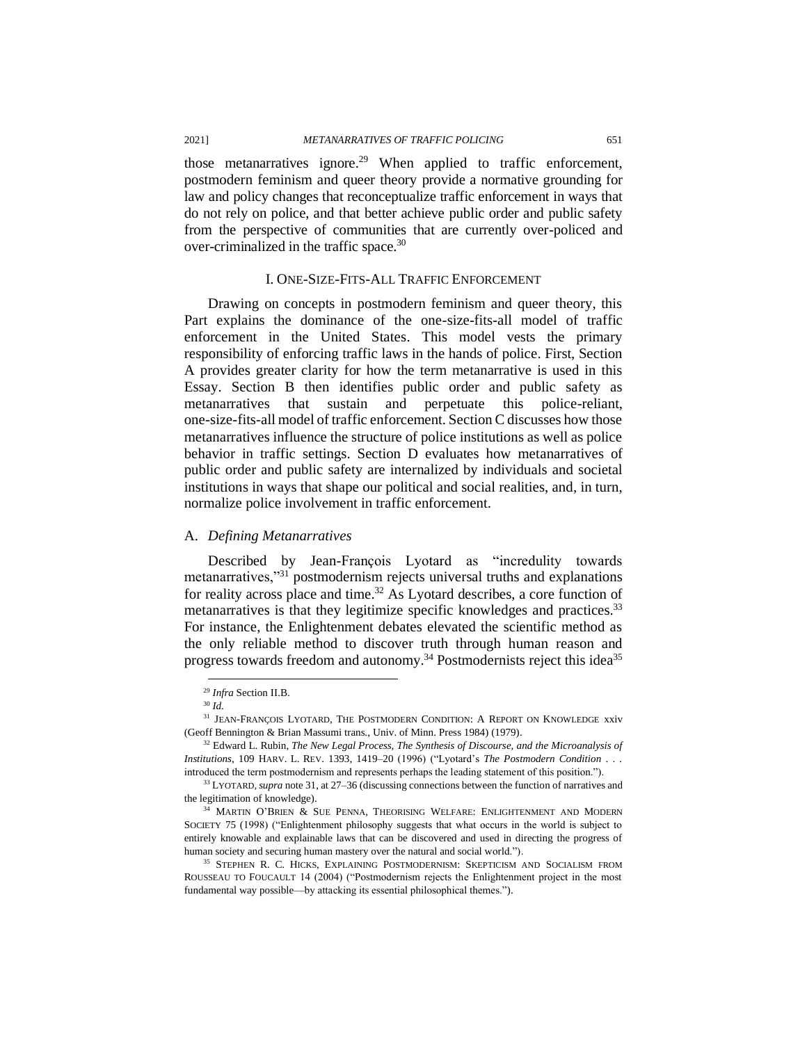those metanarratives ignore.[29] When applied to traffic enforcement, postmodern feminism and queer theory provide a normative grounding for law and policy changes that reconceptualize traffic enforcement in ways that do not rely on police, and that better achieve public order and public safety from the perspective of communities that are currently over-policed and over-criminalized in the traffic space.[30]

## I. ONE-SIZE-FITS-ALL TRAFFIC ENFORCEMENT

Drawing on concepts in postmodern feminism and queer theory, this Part explains the dominance of the one-size-fits-all model of traffic enforcement in the United States. This model vests the primary responsibility of enforcing traffic laws in the hands of police. First, Section A provides greater clarity for how the term metanarrative is used in this Essay. Section B then identifies public order and public safety as metanarratives that sustain and perpetuate this police-reliant, one-size-fits-all model of traffic enforcement. Section C discusses how those metanarratives influence the structure of police institutions as well as police behavior in traffic settings. Section D evaluates how metanarratives of public order and public safety are internalized by individuals and societal institutions in ways that shape our political and social realities, and, in turn, normalize police involvement in traffic enforcement.

### A. *Defining Metanarratives*

Described by Jean-François Lyotard as "incredulity towards metanarratives,"[31] postmodernism rejects universal truths and explanations for reality across place and time.[32] As Lyotard describes, a core function of metanarratives is that they legitimize specific knowledges and practices.[33] For instance, the Enlightenment debates elevated the scientific method as the only reliable method to discover truth through human reason and progress towards freedom and autonomy.[34] Postmodernists reject this idea[35]

---

[29] *Infra* Section II.B.

[30] *Id.*

[31] JEAN-FRANÇOIS LYOTARD, THE POSTMODERN CONDITION: A REPORT ON KNOWLEDGE xxiv (Geoff Bennington & Brian Massumi trans., Univ. of Minn. Press 1984) (1979).

[32] Edward L. Rubin, *The New Legal Process, The Synthesis of Discourse, and the Microanalysis of Institutions*, 109 HARV. L. REV. 1393, 1419–20 (1996) ("Lyotard's *The Postmodern Condition* . . . introduced the term postmodernism and represents perhaps the leading statement of this position.").

[33] LYOTARD, *supra* note 31, at 27–36 (discussing connections between the function of narratives and the legitimation of knowledge).

[34] MARTIN O'BRIEN & SUE PENNA, THEORISING WELFARE: ENLIGHTENMENT AND MODERN SOCIETY 75 (1998) ("Enlightenment philosophy suggests that what occurs in the world is subject to entirely knowable and explainable laws that can be discovered and used in directing the progress of human society and securing human mastery over the natural and social world.").

[35] STEPHEN R. C. HICKS, EXPLAINING POSTMODERNISM: SKEPTICISM AND SOCIALISM FROM ROUSSEAU TO FOUCAULT 14 (2004) ("Postmodernism rejects the Enlightenment project in the most fundamental way possible—by attacking its essential philosophical themes.").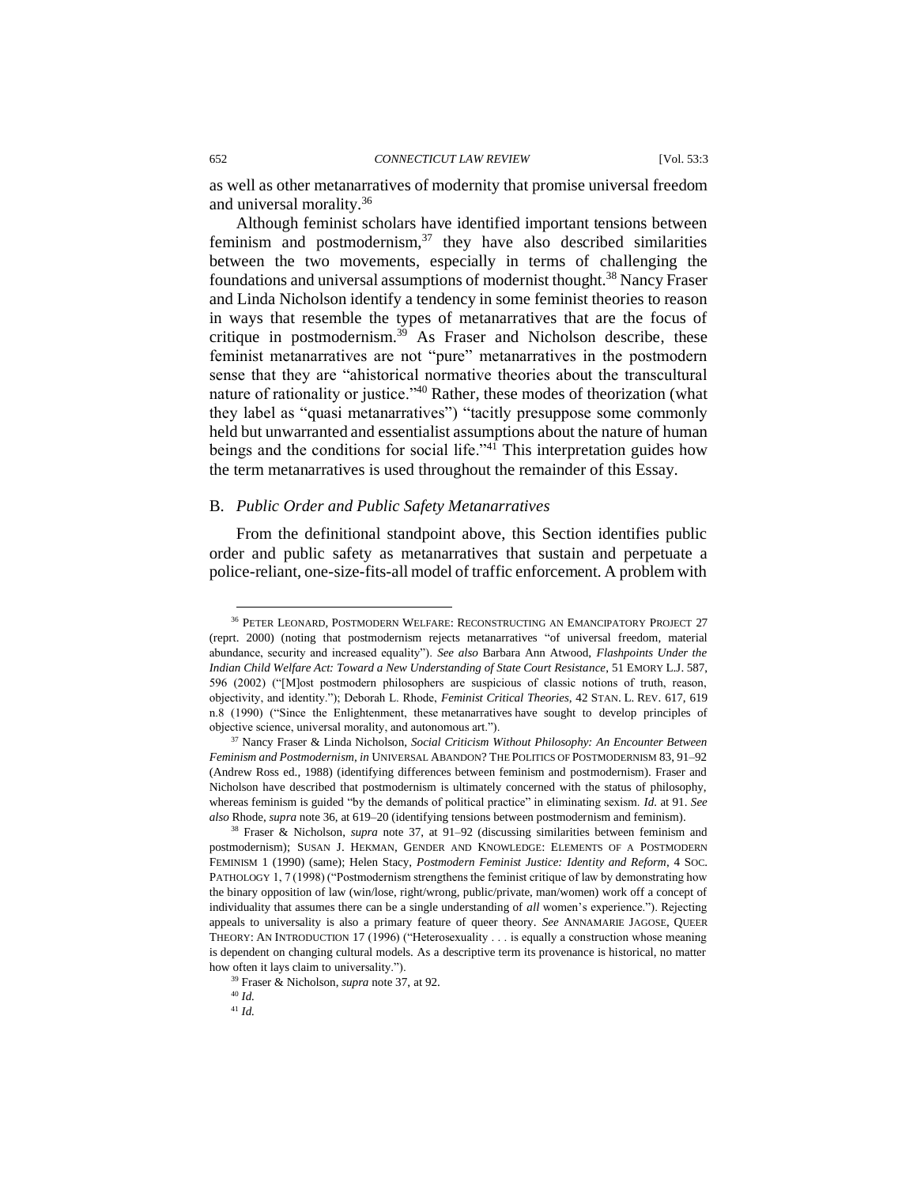as well as other metanarratives of modernity that promise universal freedom and universal morality.[36]

Although feminist scholars have identified important tensions between feminism and postmodernism,[37] they have also described similarities between the two movements, especially in terms of challenging the foundations and universal assumptions of modernist thought.[38] Nancy Fraser and Linda Nicholson identify a tendency in some feminist theories to reason in ways that resemble the types of metanarratives that are the focus of critique in postmodernism.[39] As Fraser and Nicholson describe, these feminist metanarratives are not "pure" metanarratives in the postmodern sense that they are "ahistorical normative theories about the transcultural nature of rationality or justice."[40] Rather, these modes of theorization (what they label as "quasi metanarratives") "tacitly presuppose some commonly held but unwarranted and essentialist assumptions about the nature of human beings and the conditions for social life."[41] This interpretation guides how the term metanarratives is used throughout the remainder of this Essay.

## B. *Public Order and Public Safety Metanarratives*

From the definitional standpoint above, this Section identifies public order and public safety as metanarratives that sustain and perpetuate a police-reliant, one-size-fits-all model of traffic enforcement. A problem with

---

[36] PETER LEONARD, POSTMODERN WELFARE: RECONSTRUCTING AN EMANCIPATORY PROJECT 27 (reprt. 2000) (noting that postmodernism rejects metanarratives "of universal freedom, material abundance, security and increased equality"). *See also* Barbara Ann Atwood, *Flashpoints Under the Indian Child Welfare Act: Toward a New Understanding of State Court Resistance*, 51 EMORY L.J. 587, 596 (2002) ("[M]ost postmodern philosophers are suspicious of classic notions of truth, reason, objectivity, and identity."); Deborah L. Rhode, *Feminist Critical Theories*, 42 STAN. L. REV. 617, 619 n.8 (1990) ("Since the Enlightenment, these metanarratives have sought to develop principles of objective science, universal morality, and autonomous art.").

[37] Nancy Fraser & Linda Nicholson, *Social Criticism Without Philosophy: An Encounter Between Feminism and Postmodernism*, *in* UNIVERSAL ABANDON? THE POLITICS OF POSTMODERNISM 83, 91–92 (Andrew Ross ed., 1988) (identifying differences between feminism and postmodernism). Fraser and Nicholson have described that postmodernism is ultimately concerned with the status of philosophy, whereas feminism is guided "by the demands of political practice" in eliminating sexism. *Id.* at 91. *See also* Rhode, *supra* note 36, at 619–20 (identifying tensions between postmodernism and feminism).

[38] Fraser & Nicholson, *supra* note 37, at 91–92 (discussing similarities between feminism and postmodernism); SUSAN J. HEKMAN, GENDER AND KNOWLEDGE: ELEMENTS OF A POSTMODERN FEMINISM 1 (1990) (same); Helen Stacy, *Postmodern Feminist Justice: Identity and Reform*, 4 SOC. PATHOLOGY 1, 7 (1998) ("Postmodernism strengthens the feminist critique of law by demonstrating how the binary opposition of law (win/lose, right/wrong, public/private, man/women) work off a concept of individuality that assumes there can be a single understanding of *all* women's experience."). Rejecting appeals to universality is also a primary feature of queer theory. *See* ANNAMARIE JAGOSE, QUEER THEORY: AN INTRODUCTION 17 (1996) ("Heterosexuality . . . is equally a construction whose meaning is dependent on changing cultural models. As a descriptive term its provenance is historical, no matter how often it lays claim to universality.").

[39] Fraser & Nicholson, *supra* note 37, at 92.

[40] *Id.*

[41] *Id.*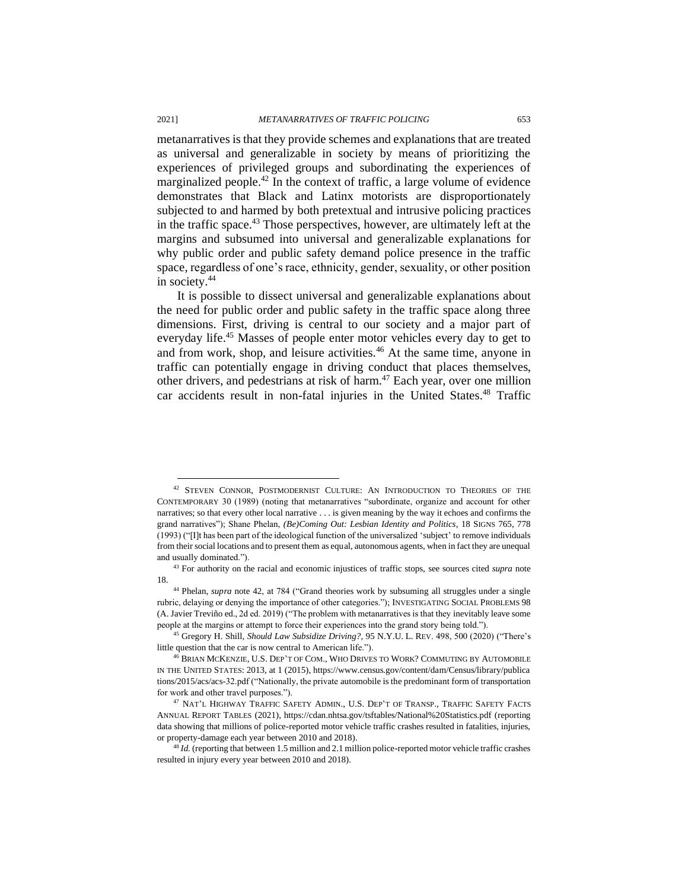metanarratives is that they provide schemes and explanations that are treated as universal and generalizable in society by means of prioritizing the experiences of privileged groups and subordinating the experiences of marginalized people.[42] In the context of traffic, a large volume of evidence demonstrates that Black and Latinx motorists are disproportionately subjected to and harmed by both pretextual and intrusive policing practices in the traffic space.[43] Those perspectives, however, are ultimately left at the margins and subsumed into universal and generalizable explanations for why public order and public safety demand police presence in the traffic space, regardless of one's race, ethnicity, gender, sexuality, or other position in society.[44]

It is possible to dissect universal and generalizable explanations about the need for public order and public safety in the traffic space along three dimensions. First, driving is central to our society and a major part of everyday life.[45] Masses of people enter motor vehicles every day to get to and from work, shop, and leisure activities.[46] At the same time, anyone in traffic can potentially engage in driving conduct that places themselves, other drivers, and pedestrians at risk of harm.[47] Each year, over one million car accidents result in non-fatal injuries in the United States.[48] Traffic

---

[42] STEVEN CONNOR, POSTMODERNIST CULTURE: AN INTRODUCTION TO THEORIES OF THE CONTEMPORARY 30 (1989) (noting that metanarratives "subordinate, organize and account for other narratives; so that every other local narrative . . . is given meaning by the way it echoes and confirms the grand narratives"); Shane Phelan, *(Be)Coming Out: Lesbian Identity and Politics*, 18 SIGNS 765, 778 (1993) ("[I]t has been part of the ideological function of the universalized 'subject' to remove individuals from their social locations and to present them as equal, autonomous agents, when in fact they are unequal and usually dominated.").

[43] For authority on the racial and economic injustices of traffic stops, see sources cited *supra* note 18.

[44] Phelan, *supra* note 42, at 784 ("Grand theories work by subsuming all struggles under a single rubric, delaying or denying the importance of other categories."); INVESTIGATING SOCIAL PROBLEMS 98 (A. Javier Treviño ed., 2d ed. 2019) ("The problem with metanarratives is that they inevitably leave some people at the margins or attempt to force their experiences into the grand story being told.").

[45] Gregory H. Shill, *Should Law Subsidize Driving?*, 95 N.Y.U. L. REV. 498, 500 (2020) ("There's little question that the car is now central to American life.").

[46] BRIAN MCKENZIE, U.S. DEP'T OF COM., WHO DRIVES TO WORK? COMMUTING BY AUTOMOBILE IN THE UNITED STATES: 2013, at 1 (2015), https://www.census.gov/content/dam/Census/library/publications/2015/acs/acs-32.pdf ("Nationally, the private automobile is the predominant form of transportation for work and other travel purposes.").

[47] NAT'L HIGHWAY TRAFFIC SAFETY ADMIN., U.S. DEP'T OF TRANSP., TRAFFIC SAFETY FACTS ANNUAL REPORT TABLES (2021), https://cdan.nhtsa.gov/tsftables/National%20Statistics.pdf (reporting data showing that millions of police-reported motor vehicle traffic crashes resulted in fatalities, injuries, or property-damage each year between 2010 and 2018).

[48] *Id.* (reporting that between 1.5 million and 2.1 million police-reported motor vehicle traffic crashes resulted in injury every year between 2010 and 2018).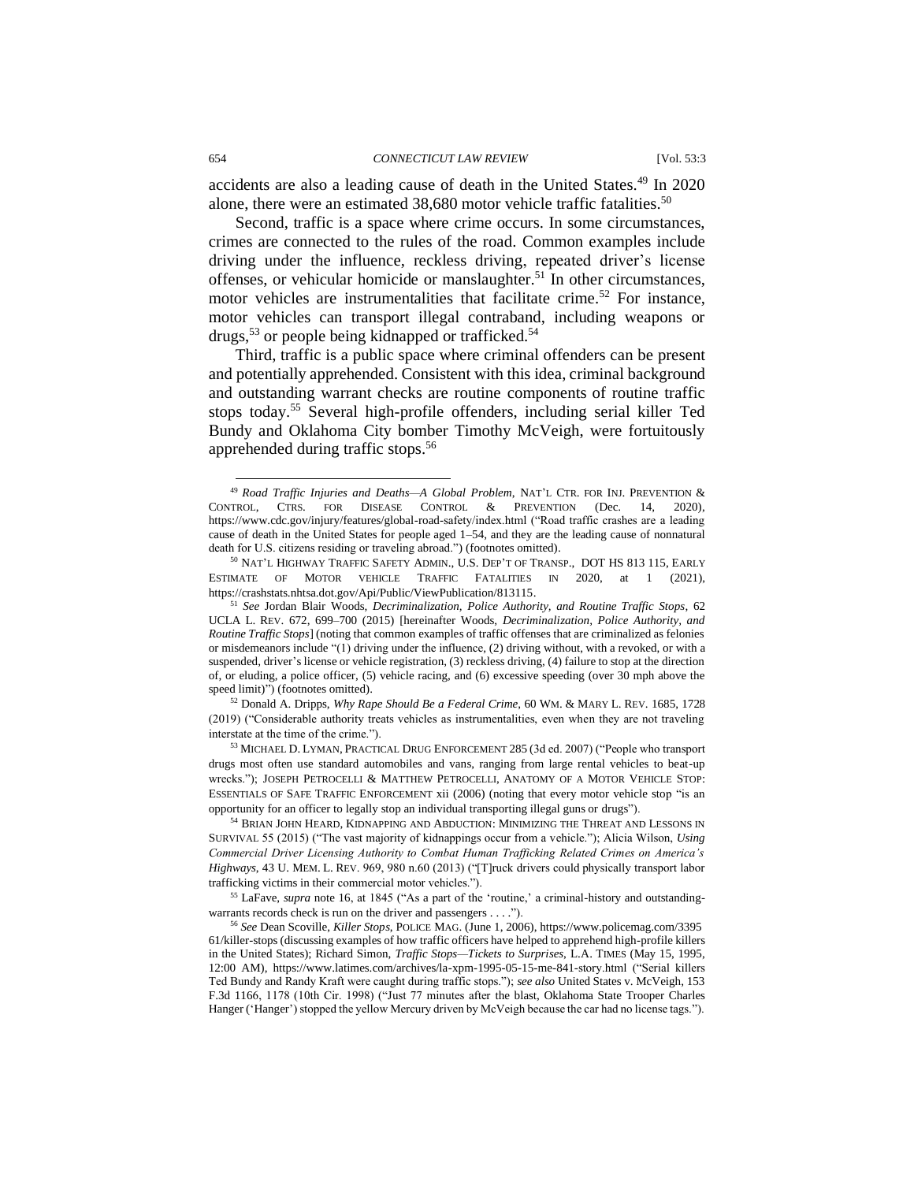accidents are also a leading cause of death in the United States.[49] In 2020 alone, there were an estimated 38,680 motor vehicle traffic fatalities.[50]

Second, traffic is a space where crime occurs. In some circumstances, crimes are connected to the rules of the road. Common examples include driving under the influence, reckless driving, repeated driver's license offenses, or vehicular homicide or manslaughter.[51] In other circumstances, motor vehicles are instrumentalities that facilitate crime.[52] For instance, motor vehicles can transport illegal contraband, including weapons or drugs,[53] or people being kidnapped or trafficked.[54]

Third, traffic is a public space where criminal offenders can be present and potentially apprehended. Consistent with this idea, criminal background and outstanding warrant checks are routine components of routine traffic stops today.[55] Several high-profile offenders, including serial killer Ted Bundy and Oklahoma City bomber Timothy McVeigh, were fortuitously apprehended during traffic stops.[56]

---

[49] *Road Traffic Injuries and Deaths—A Global Problem*, NAT'L CTR. FOR INJ. PREVENTION & CONTROL, CTRS. FOR DISEASE CONTROL & PREVENTION (Dec. 14, 2020), https://www.cdc.gov/injury/features/global-road-safety/index.html ("Road traffic crashes are a leading cause of death in the United States for people aged 1–54, and they are the leading cause of nonnatural death for U.S. citizens residing or traveling abroad.") (footnotes omitted).

[50] NAT'L HIGHWAY TRAFFIC SAFETY ADMIN., U.S. DEP'T OF TRANSP., DOT HS 813 115, EARLY ESTIMATE OF MOTOR VEHICLE TRAFFIC FATALITIES IN 2020, at 1 (2021), https://crashstats.nhtsa.dot.gov/Api/Public/ViewPublication/813115.

[51] *See* Jordan Blair Woods, *Decriminalization, Police Authority, and Routine Traffic Stops*, 62 UCLA L. REV. 672, 699–700 (2015) [hereinafter Woods, *Decriminalization, Police Authority, and Routine Traffic Stops*] (noting that common examples of traffic offenses that are criminalized as felonies or misdemeanors include "(1) driving under the influence, (2) driving without, with a revoked, or with a suspended, driver's license or vehicle registration, (3) reckless driving, (4) failure to stop at the direction of, or eluding, a police officer, (5) vehicle racing, and (6) excessive speeding (over 30 mph above the speed limit)") (footnotes omitted).

[52] Donald A. Dripps, *Why Rape Should Be a Federal Crime*, 60 WM. & MARY L. REV. 1685, 1728 (2019) ("Considerable authority treats vehicles as instrumentalities, even when they are not traveling interstate at the time of the crime.").

[53] MICHAEL D. LYMAN, PRACTICAL DRUG ENFORCEMENT 285 (3d ed. 2007) ("People who transport drugs most often use standard automobiles and vans, ranging from large rental vehicles to beat-up wrecks."); JOSEPH PETROCELLI & MATTHEW PETROCELLI, ANATOMY OF A MOTOR VEHICLE STOP: ESSENTIALS OF SAFE TRAFFIC ENFORCEMENT xii (2006) (noting that every motor vehicle stop "is an opportunity for an officer to legally stop an individual transporting illegal guns or drugs").

[54] BRIAN JOHN HEARD, KIDNAPPING AND ABDUCTION: MINIMIZING THE THREAT AND LESSONS IN SURVIVAL 55 (2015) ("The vast majority of kidnappings occur from a vehicle."); Alicia Wilson, *Using Commercial Driver Licensing Authority to Combat Human Trafficking Related Crimes on America's Highways*, 43 U. MEM. L. REV. 969, 980 n.60 (2013) ("[T]ruck drivers could physically transport labor trafficking victims in their commercial motor vehicles.").

[55] LaFave, *supra* note 16, at 1845 ("As a part of the 'routine,' a criminal-history and outstanding-warrants records check is run on the driver and passengers . . . .").

[56] *See* Dean Scoville, *Killer Stops*, POLICE MAG. (June 1, 2006), https://www.policemag.com/339561/killer-stops (discussing examples of how traffic officers have helped to apprehend high-profile killers in the United States); Richard Simon, *Traffic Stops—Tickets to Surprises*, L.A. TIMES (May 15, 1995, 12:00 AM), https://www.latimes.com/archives/la-xpm-1995-05-15-me-841-story.html ("Serial killers Ted Bundy and Randy Kraft were caught during traffic stops."); *see also* United States v. McVeigh, 153 F.3d 1166, 1178 (10th Cir. 1998) ("Just 77 minutes after the blast, Oklahoma State Trooper Charles Hanger ('Hanger') stopped the yellow Mercury driven by McVeigh because the car had no license tags.").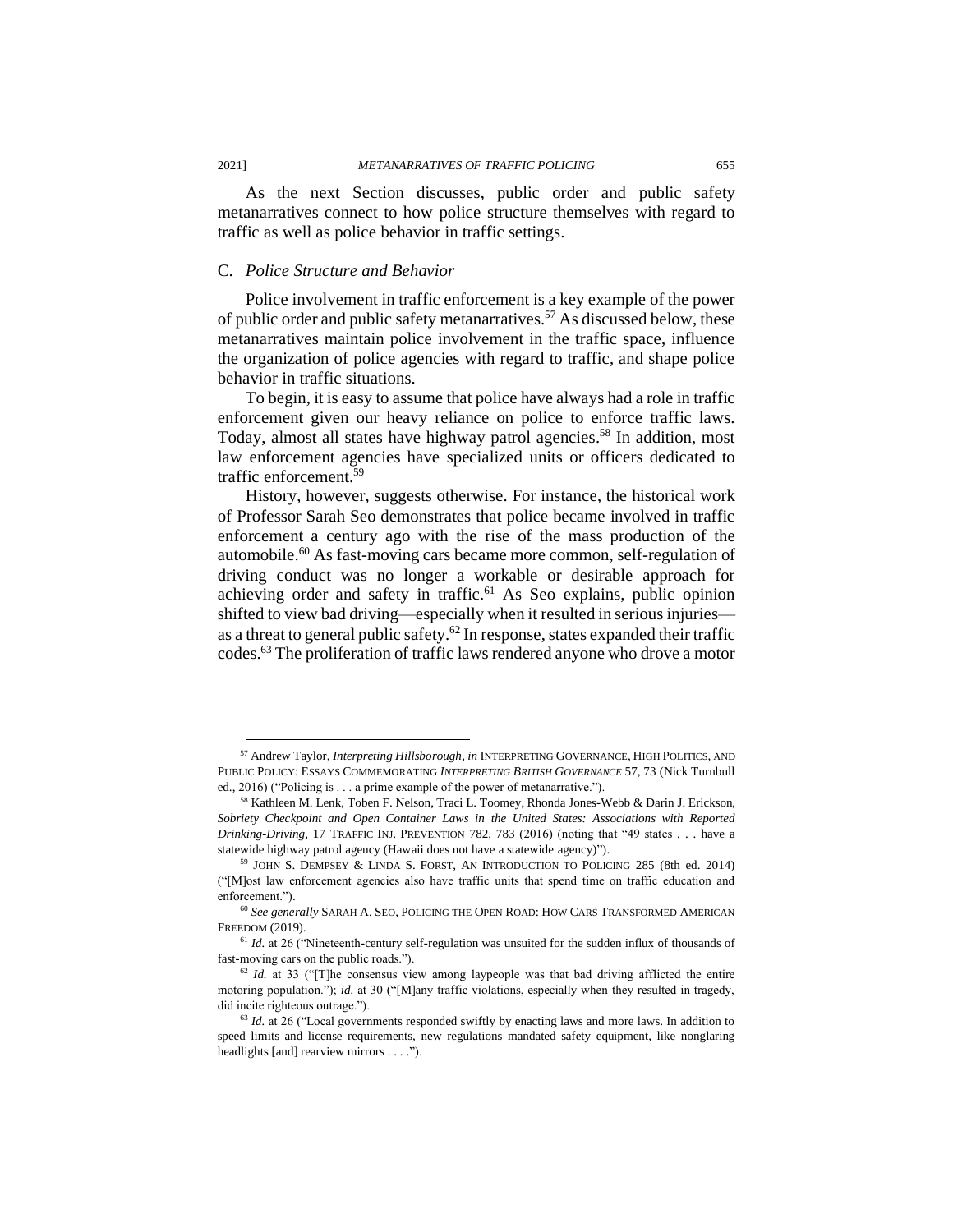As the next Section discusses, public order and public safety metanarratives connect to how police structure themselves with regard to traffic as well as police behavior in traffic settings.

## C. *Police Structure and Behavior*

Police involvement in traffic enforcement is a key example of the power of public order and public safety metanarratives.[57] As discussed below, these metanarratives maintain police involvement in the traffic space, influence the organization of police agencies with regard to traffic, and shape police behavior in traffic situations.

To begin, it is easy to assume that police have always had a role in traffic enforcement given our heavy reliance on police to enforce traffic laws. Today, almost all states have highway patrol agencies.[58] In addition, most law enforcement agencies have specialized units or officers dedicated to traffic enforcement.[59]

History, however, suggests otherwise. For instance, the historical work of Professor Sarah Seo demonstrates that police became involved in traffic enforcement a century ago with the rise of the mass production of the automobile.[60] As fast-moving cars became more common, self-regulation of driving conduct was no longer a workable or desirable approach for achieving order and safety in traffic.[61] As Seo explains, public opinion shifted to view bad driving—especially when it resulted in serious injuries—as a threat to general public safety.[62] In response, states expanded their traffic codes.[63] The proliferation of traffic laws rendered anyone who drove a motor

---

[57] Andrew Taylor, *Interpreting Hillsborough*, *in* INTERPRETING GOVERNANCE, HIGH POLITICS, AND PUBLIC POLICY: ESSAYS COMMEMORATING *INTERPRETING BRITISH GOVERNANCE* 57, 73 (Nick Turnbull ed., 2016) ("Policing is . . . a prime example of the power of metanarrative.").

[58] Kathleen M. Lenk, Toben F. Nelson, Traci L. Toomey, Rhonda Jones-Webb & Darin J. Erickson, *Sobriety Checkpoint and Open Container Laws in the United States: Associations with Reported Drinking-Driving*, 17 TRAFFIC INJ. PREVENTION 782, 783 (2016) (noting that "49 states . . . have a statewide highway patrol agency (Hawaii does not have a statewide agency)").

[59] JOHN S. DEMPSEY & LINDA S. FORST, AN INTRODUCTION TO POLICING 285 (8th ed. 2014) ("[M]ost law enforcement agencies also have traffic units that spend time on traffic education and enforcement.").

[60] *See generally* SARAH A. SEO, POLICING THE OPEN ROAD: HOW CARS TRANSFORMED AMERICAN FREEDOM (2019).

[61] *Id.* at 26 ("Nineteenth-century self-regulation was unsuited for the sudden influx of thousands of fast-moving cars on the public roads.").

[62] *Id.* at 33 ("[T]he consensus view among laypeople was that bad driving afflicted the entire motoring population."); *id.* at 30 ("[M]any traffic violations, especially when they resulted in tragedy, did incite righteous outrage.").

[63] *Id.* at 26 ("Local governments responded swiftly by enacting laws and more laws. In addition to speed limits and license requirements, new regulations mandated safety equipment, like nonglaring headlights [and] rearview mirrors . . . .").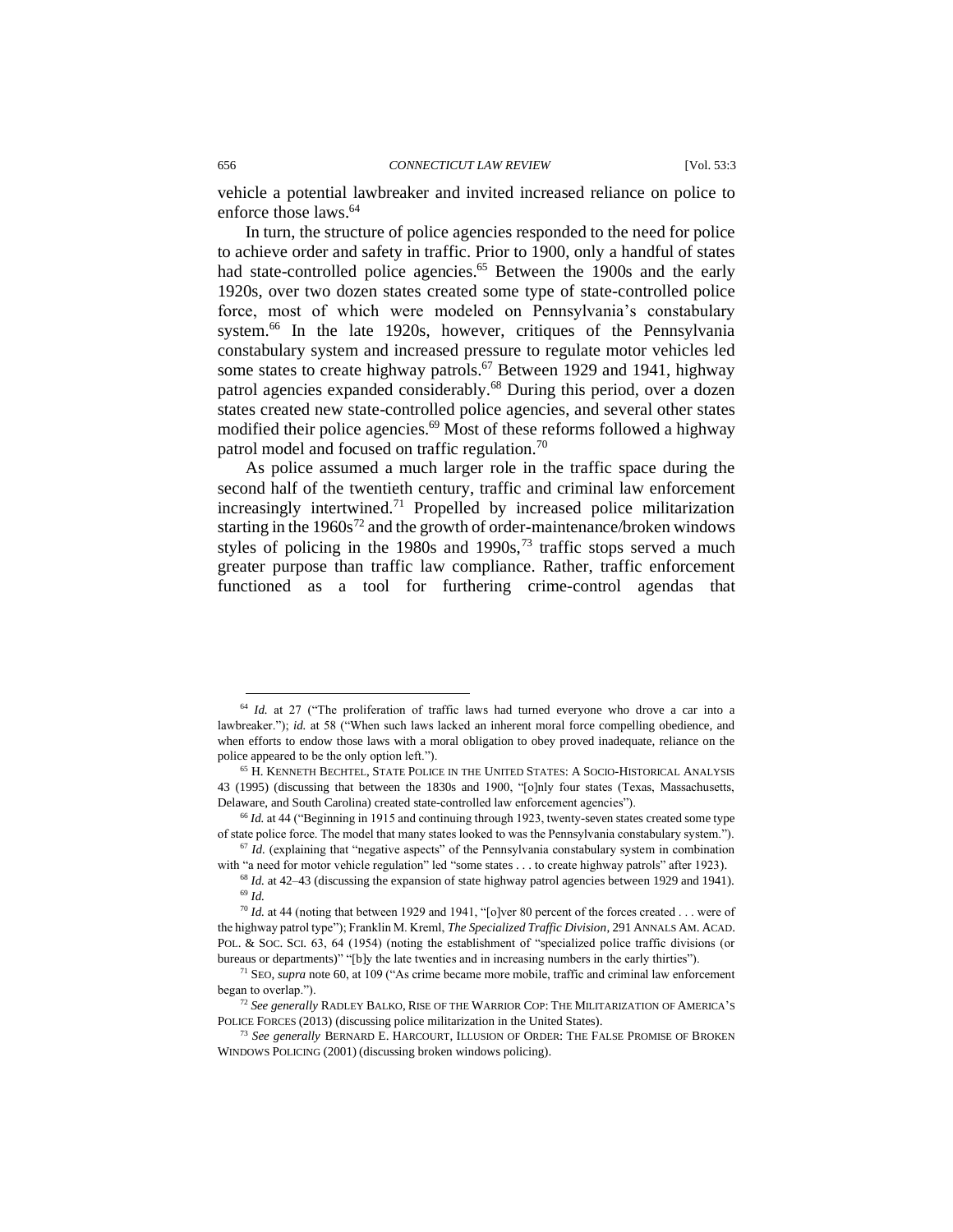vehicle a potential lawbreaker and invited increased reliance on police to enforce those laws.[64]

In turn, the structure of police agencies responded to the need for police to achieve order and safety in traffic. Prior to 1900, only a handful of states had state-controlled police agencies.[65] Between the 1900s and the early 1920s, over two dozen states created some type of state-controlled police force, most of which were modeled on Pennsylvania's constabulary system.[66] In the late 1920s, however, critiques of the Pennsylvania constabulary system and increased pressure to regulate motor vehicles led some states to create highway patrols.[67] Between 1929 and 1941, highway patrol agencies expanded considerably.[68] During this period, over a dozen states created new state-controlled police agencies, and several other states modified their police agencies.[69] Most of these reforms followed a highway patrol model and focused on traffic regulation.[70]

As police assumed a much larger role in the traffic space during the second half of the twentieth century, traffic and criminal law enforcement increasingly intertwined.[71] Propelled by increased police militarization starting in the 1960s[72] and the growth of order-maintenance/broken windows styles of policing in the 1980s and 1990s,[73] traffic stops served a much greater purpose than traffic law compliance. Rather, traffic enforcement functioned as a tool for furthering crime-control agendas that

---

[64] *Id.* at 27 ("The proliferation of traffic laws had turned everyone who drove a car into a lawbreaker."); *id.* at 58 ("When such laws lacked an inherent moral force compelling obedience, and when efforts to endow those laws with a moral obligation to obey proved inadequate, reliance on the police appeared to be the only option left.").

[65] H. KENNETH BECHTEL, STATE POLICE IN THE UNITED STATES: A SOCIO-HISTORICAL ANALYSIS 43 (1995) (discussing that between the 1830s and 1900, "[o]nly four states (Texas, Massachusetts, Delaware, and South Carolina) created state-controlled law enforcement agencies").

[66] *Id.* at 44 ("Beginning in 1915 and continuing through 1923, twenty-seven states created some type of state police force. The model that many states looked to was the Pennsylvania constabulary system.").

[67] *Id.* (explaining that "negative aspects" of the Pennsylvania constabulary system in combination with "a need for motor vehicle regulation" led "some states . . . to create highway patrols" after 1923).

[68] *Id.* at 42–43 (discussing the expansion of state highway patrol agencies between 1929 and 1941).

[69] *Id.*

[70] *Id.* at 44 (noting that between 1929 and 1941, "[o]ver 80 percent of the forces created . . . were of the highway patrol type"); Franklin M. Kreml, *The Specialized Traffic Division*, 291 ANNALS AM. ACAD. POL. & SOC. SCI. 63, 64 (1954) (noting the establishment of "specialized police traffic divisions (or bureaus or departments)" "[b]y the late twenties and in increasing numbers in the early thirties").

[71] SEO, *supra* note 60, at 109 ("As crime became more mobile, traffic and criminal law enforcement began to overlap.").

[72] *See generally* RADLEY BALKO, RISE OF THE WARRIOR COP: THE MILITARIZATION OF AMERICA'S POLICE FORCES (2013) (discussing police militarization in the United States).

[73] *See generally* BERNARD E. HARCOURT, ILLUSION OF ORDER: THE FALSE PROMISE OF BROKEN WINDOWS POLICING (2001) (discussing broken windows policing).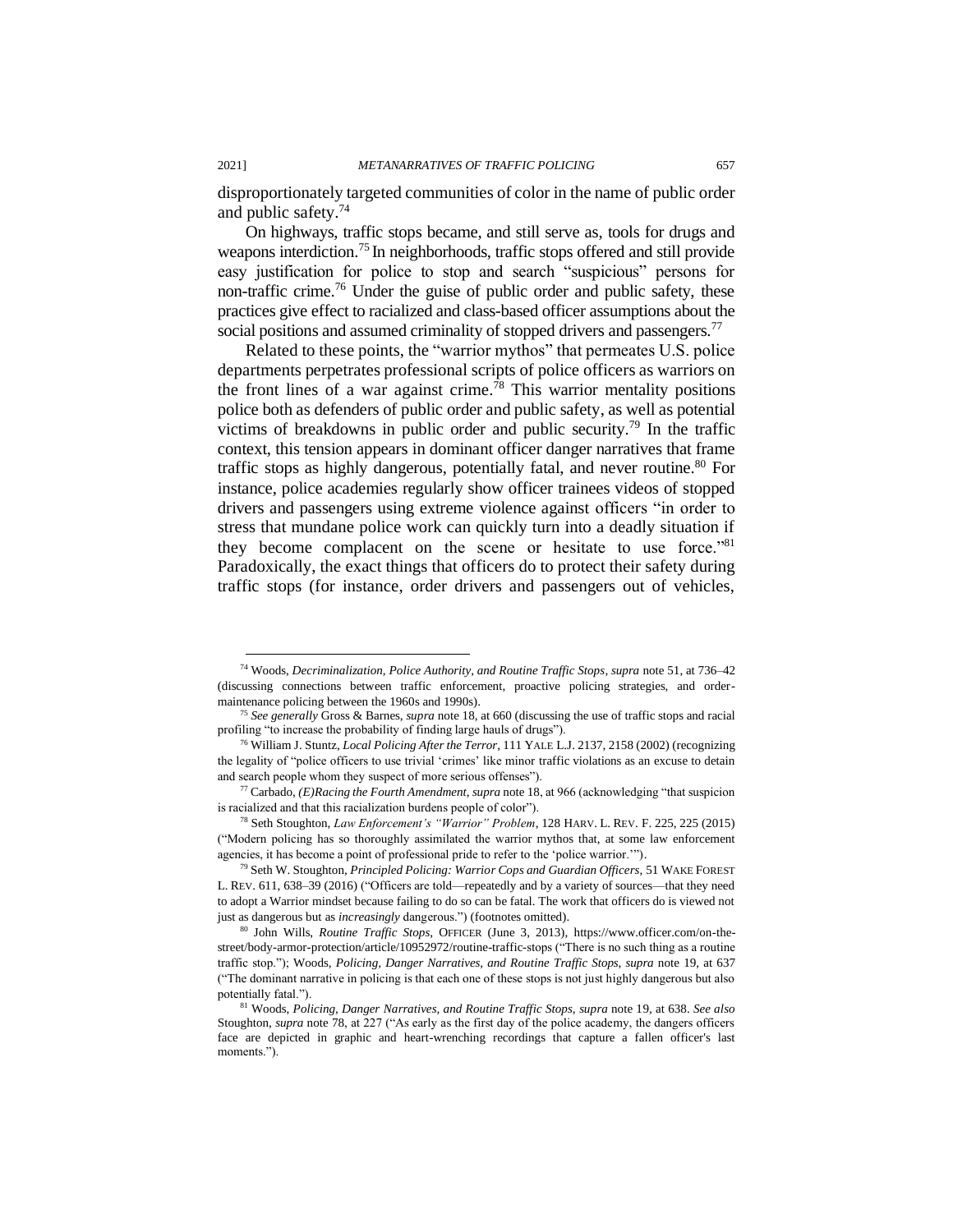disproportionately targeted communities of color in the name of public order and public safety.[74]

On highways, traffic stops became, and still serve as, tools for drugs and weapons interdiction.[75] In neighborhoods, traffic stops offered and still provide easy justification for police to stop and search "suspicious" persons for non-traffic crime.[76] Under the guise of public order and public safety, these practices give effect to racialized and class-based officer assumptions about the social positions and assumed criminality of stopped drivers and passengers.[77]

Related to these points, the "warrior mythos" that permeates U.S. police departments perpetrates professional scripts of police officers as warriors on the front lines of a war against crime.[78] This warrior mentality positions police both as defenders of public order and public safety, as well as potential victims of breakdowns in public order and public security.[79] In the traffic context, this tension appears in dominant officer danger narratives that frame traffic stops as highly dangerous, potentially fatal, and never routine.[80] For instance, police academies regularly show officer trainees videos of stopped drivers and passengers using extreme violence against officers "in order to stress that mundane police work can quickly turn into a deadly situation if they become complacent on the scene or hesitate to use force."[81] Paradoxically, the exact things that officers do to protect their safety during traffic stops (for instance, order drivers and passengers out of vehicles,

---

[74] Woods, *Decriminalization, Police Authority, and Routine Traffic Stops*, *supra* note 51, at 736–42 (discussing connections between traffic enforcement, proactive policing strategies, and order-maintenance policing between the 1960s and 1990s).

[75] *See generally* Gross & Barnes, *supra* note 18, at 660 (discussing the use of traffic stops and racial profiling "to increase the probability of finding large hauls of drugs").

[76] William J. Stuntz, *Local Policing After the Terror*, 111 YALE L.J. 2137, 2158 (2002) (recognizing the legality of "police officers to use trivial 'crimes' like minor traffic violations as an excuse to detain and search people whom they suspect of more serious offenses").

[77] Carbado, *(E)Racing the Fourth Amendment*, *supra* note 18, at 966 (acknowledging "that suspicion is racialized and that this racialization burdens people of color").

[78] Seth Stoughton, *Law Enforcement's "Warrior" Problem*, 128 HARV. L. REV. F. 225, 225 (2015) ("Modern policing has so thoroughly assimilated the warrior mythos that, at some law enforcement agencies, it has become a point of professional pride to refer to the 'police warrior.'").

[79] Seth W. Stoughton, *Principled Policing: Warrior Cops and Guardian Officers*, 51 WAKE FOREST L. REV. 611, 638–39 (2016) ("Officers are told—repeatedly and by a variety of sources—that they need to adopt a Warrior mindset because failing to do so can be fatal. The work that officers do is viewed not just as dangerous but as *increasingly* dangerous.") (footnotes omitted).

[80] John Wills, *Routine Traffic Stops*, OFFICER (June 3, 2013), https://www.officer.com/on-the-street/body-armor-protection/article/10952972/routine-traffic-stops ("There is no such thing as a routine traffic stop."); Woods, *Policing, Danger Narratives, and Routine Traffic Stops*, *supra* note 19, at 637 ("The dominant narrative in policing is that each one of these stops is not just highly dangerous but also potentially fatal.").

[81] Woods, *Policing, Danger Narratives, and Routine Traffic Stops*, *supra* note 19, at 638. *See also* Stoughton, *supra* note 78, at 227 ("As early as the first day of the police academy, the dangers officers face are depicted in graphic and heart-wrenching recordings that capture a fallen officer's last moments.").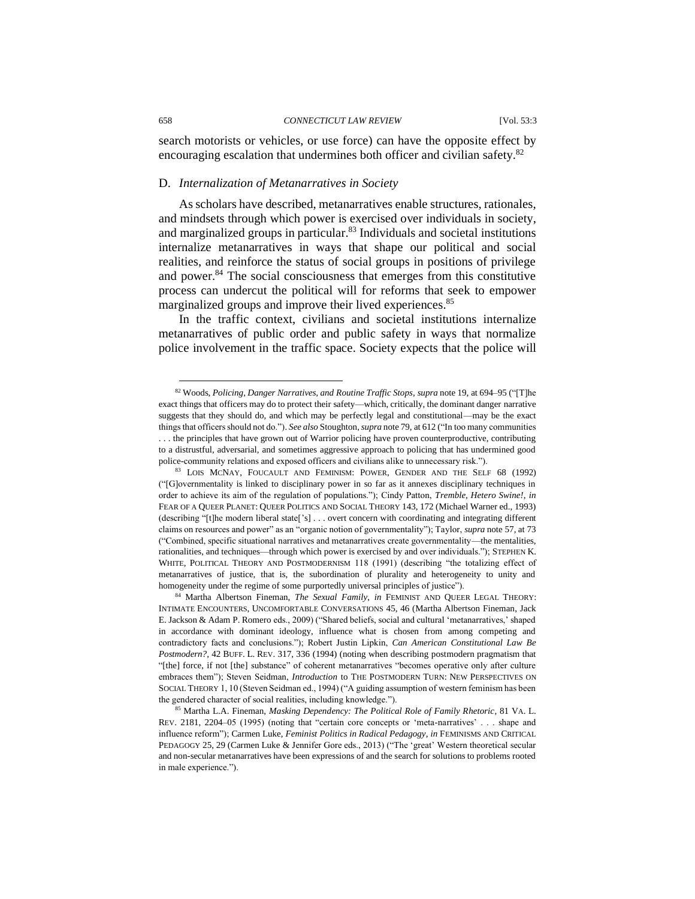search motorists or vehicles, or use force) can have the opposite effect by encouraging escalation that undermines both officer and civilian safety.[82]

## D. *Internalization of Metanarratives in Society*

As scholars have described, metanarratives enable structures, rationales, and mindsets through which power is exercised over individuals in society, and marginalized groups in particular.[83] Individuals and societal institutions internalize metanarratives in ways that shape our political and social realities, and reinforce the status of social groups in positions of privilege and power.[84] The social consciousness that emerges from this constitutive process can undercut the political will for reforms that seek to empower marginalized groups and improve their lived experiences.[85]

In the traffic context, civilians and societal institutions internalize metanarratives of public order and public safety in ways that normalize police involvement in the traffic space. Society expects that the police will

---

[82] Woods, *Policing, Danger Narratives, and Routine Traffic Stops*, *supra* note 19, at 694–95 ("[T]he exact things that officers may do to protect their safety—which, critically, the dominant danger narrative suggests that they should do, and which may be perfectly legal and constitutional—may be the exact things that officers should not do."). *See also* Stoughton, *supra* note 79, at 612 ("In too many communities . . . the principles that have grown out of Warrior policing have proven counterproductive, contributing to a distrustful, adversarial, and sometimes aggressive approach to policing that has undermined good police-community relations and exposed officers and civilians alike to unnecessary risk.").

[83] LOIS MCNAY, FOUCAULT AND FEMINISM: POWER, GENDER AND THE SELF 68 (1992) ("[G]overnmentality is linked to disciplinary power in so far as it annexes disciplinary techniques in order to achieve its aim of the regulation of populations."); Cindy Patton, *Tremble, Hetero Swine!*, *in* FEAR OF A QUEER PLANET: QUEER POLITICS AND SOCIAL THEORY 143, 172 (Michael Warner ed., 1993) (describing "[t]he modern liberal state['s] . . . overt concern with coordinating and integrating different claims on resources and power" as an "organic notion of governmentality"); Taylor, *supra* note 57, at 73 ("Combined, specific situational narratives and metanarratives create governmentality—the mentalities, rationalities, and techniques—through which power is exercised by and over individuals."); STEPHEN K. WHITE, POLITICAL THEORY AND POSTMODERNISM 118 (1991) (describing "the totalizing effect of metanarratives of justice, that is, the subordination of plurality and heterogeneity to unity and homogeneity under the regime of some purportedly universal principles of justice").

[84] Martha Albertson Fineman, *The Sexual Family*, *in* FEMINIST AND QUEER LEGAL THEORY: INTIMATE ENCOUNTERS, UNCOMFORTABLE CONVERSATIONS 45, 46 (Martha Albertson Fineman, Jack E. Jackson & Adam P. Romero eds., 2009) ("Shared beliefs, social and cultural 'metanarratives,' shaped in accordance with dominant ideology, influence what is chosen from among competing and contradictory facts and conclusions."); Robert Justin Lipkin, *Can American Constitutional Law Be Postmodern?*, 42 BUFF. L. REV. 317, 336 (1994) (noting when describing postmodern pragmatism that "[the] force, if not [the] substance" of coherent metanarratives "becomes operative only after culture embraces them"); Steven Seidman, *Introduction* to THE POSTMODERN TURN: NEW PERSPECTIVES ON SOCIAL THEORY 1, 10 (Steven Seidman ed., 1994) ("A guiding assumption of western feminism has been the gendered character of social realities, including knowledge.").

[85] Martha L.A. Fineman, *Masking Dependency: The Political Role of Family Rhetoric*, 81 VA. L. REV. 2181, 2204–05 (1995) (noting that "certain core concepts or 'meta-narratives' . . . shape and influence reform"); Carmen Luke, *Feminist Politics in Radical Pedagogy*, *in* FEMINISMS AND CRITICAL PEDAGOGY 25, 29 (Carmen Luke & Jennifer Gore eds., 2013) ("The 'great' Western theoretical secular and non-secular metanarratives have been expressions of and the search for solutions to problems rooted in male experience.").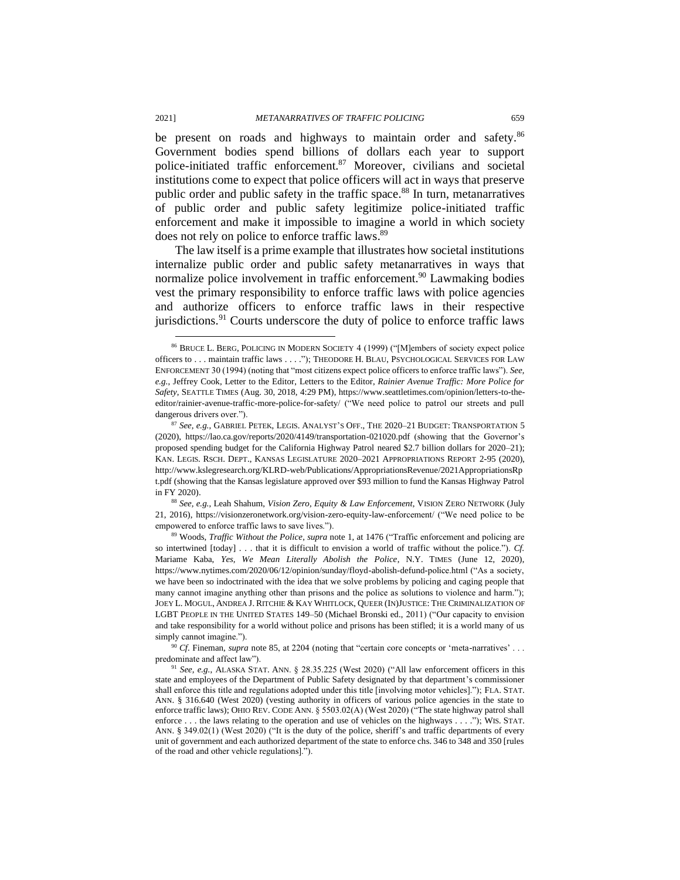be present on roads and highways to maintain order and safety.[86] Government bodies spend billions of dollars each year to support police-initiated traffic enforcement.[87] Moreover, civilians and societal institutions come to expect that police officers will act in ways that preserve public order and public safety in the traffic space.[88] In turn, metanarratives of public order and public safety legitimize police-initiated traffic enforcement and make it impossible to imagine a world in which society does not rely on police to enforce traffic laws.[89]

The law itself is a prime example that illustrates how societal institutions internalize public order and public safety metanarratives in ways that normalize police involvement in traffic enforcement.[90] Lawmaking bodies vest the primary responsibility to enforce traffic laws with police agencies and authorize officers to enforce traffic laws in their respective jurisdictions.[91] Courts underscore the duty of police to enforce traffic laws

---

[86] BRUCE L. BERG, POLICING IN MODERN SOCIETY 4 (1999) ("[M]embers of society expect police officers to . . . maintain traffic laws . . . ."); THEODORE H. BLAU, PSYCHOLOGICAL SERVICES FOR LAW ENFORCEMENT 30 (1994) (noting that "most citizens expect police officers to enforce traffic laws"). *See, e.g.*, Jeffrey Cook, Letter to the Editor, Letters to the Editor, *Rainier Avenue Traffic: More Police for Safety*, SEATTLE TIMES (Aug. 30, 2018, 4:29 PM), https://www.seattletimes.com/opinion/letters-to-the-editor/rainier-avenue-traffic-more-police-for-safety/ ("We need police to patrol our streets and pull dangerous drivers over.").

[87] *See, e.g.*, GABRIEL PETEK, LEGIS. ANALYST'S OFF., THE 2020–21 BUDGET: TRANSPORTATION 5 (2020), https://lao.ca.gov/reports/2020/4149/transportation-021020.pdf (showing that the Governor's proposed spending budget for the California Highway Patrol neared $2.7 billion dollars for 2020–21); KAN. LEGIS. RSCH. DEPT., KANSAS LEGISLATURE 2020–2021 APPROPRIATIONS REPORT 2-95 (2020), http://www.kslegresearch.org/KLRD-web/Publications/AppropriationsRevenue/2021AppropriationsRpt.pdf (showing that the Kansas legislature approved over $93 million to fund the Kansas Highway Patrol in FY 2020).

[88] *See, e.g.*, Leah Shahum, *Vision Zero, Equity & Law Enforcement*, VISION ZERO NETWORK (July 21, 2016), https://visionzeronetwork.org/vision-zero-equity-law-enforcement/ ("We need police to be empowered to enforce traffic laws to save lives.").

[89] Woods, *Traffic Without the Police*, *supra* note 1, at 1476 ("Traffic enforcement and policing are so intertwined [today] . . . that it is difficult to envision a world of traffic without the police."). *Cf.* Mariame Kaba, *Yes, We Mean Literally Abolish the Police*, N.Y. TIMES (June 12, 2020), https://www.nytimes.com/2020/06/12/opinion/sunday/floyd-abolish-defund-police.html ("As a society, we have been so indoctrinated with the idea that we solve problems by policing and caging people that many cannot imagine anything other than prisons and the police as solutions to violence and harm."); JOEY L. MOGUL, ANDREA J. RITCHIE & KAY WHITLOCK, QUEER (IN)JUSTICE: THE CRIMINALIZATION OF LGBT PEOPLE IN THE UNITED STATES 149–50 (Michael Bronski ed., 2011) ("Our capacity to envision and take responsibility for a world without police and prisons has been stifled; it is a world many of us simply cannot imagine.").

[90] *Cf.* Fineman, *supra* note 85, at 2204 (noting that "certain core concepts or 'meta-narratives' . . . predominate and affect law").

[91] *See, e.g.*, ALASKA STAT. ANN. § 28.35.225 (West 2020) ("All law enforcement officers in this state and employees of the Department of Public Safety designated by that department's commissioner shall enforce this title and regulations adopted under this title [involving motor vehicles]."); FLA. STAT. ANN. § 316.640 (West 2020) (vesting authority in officers of various police agencies in the state to enforce traffic laws); OHIO REV. CODE ANN. § 5503.02(A) (West 2020) ("The state highway patrol shall enforce . . . the laws relating to the operation and use of vehicles on the highways . . . ."); WIS. STAT. ANN. § 349.02(1) (West 2020) ("It is the duty of the police, sheriff's and traffic departments of every unit of government and each authorized department of the state to enforce chs. 346 to 348 and 350 [rules of the road and other vehicle regulations].").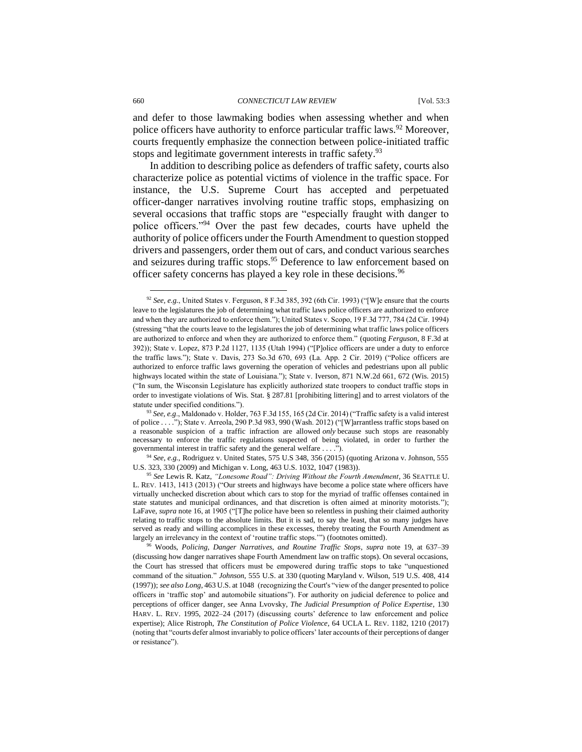and defer to those lawmaking bodies when assessing whether and when police officers have authority to enforce particular traffic laws.[92] Moreover, courts frequently emphasize the connection between police-initiated traffic stops and legitimate government interests in traffic safety.[93]

In addition to describing police as defenders of traffic safety, courts also characterize police as potential victims of violence in the traffic space. For instance, the U.S. Supreme Court has accepted and perpetuated officer-danger narratives involving routine traffic stops, emphasizing on several occasions that traffic stops are "especially fraught with danger to police officers."[94] Over the past few decades, courts have upheld the authority of police officers under the Fourth Amendment to question stopped drivers and passengers, order them out of cars, and conduct various searches and seizures during traffic stops.[95] Deference to law enforcement based on officer safety concerns has played a key role in these decisions.[96]

---

[92] *See, e.g.*, United States v. Ferguson, 8 F.3d 385, 392 (6th Cir. 1993) ("[W]e ensure that the courts leave to the legislatures the job of determining what traffic laws police officers are authorized to enforce and when they are authorized to enforce them."); United States v. Scopo, 19 F.3d 777, 784 (2d Cir. 1994) (stressing "that the courts leave to the legislatures the job of determining what traffic laws police officers are authorized to enforce and when they are authorized to enforce them." (quoting *Ferguson*, 8 F.3d at 392)); State v. Lopez, 873 P.2d 1127, 1135 (Utah 1994) ("[P]olice officers are under a duty to enforce the traffic laws."); State v. Davis, 273 So.3d 670, 693 (La. App. 2 Cir. 2019) ("Police officers are authorized to enforce traffic laws governing the operation of vehicles and pedestrians upon all public highways located within the state of Louisiana."); State v. Iverson, 871 N.W.2d 661, 672 (Wis. 2015) ("In sum, the Wisconsin Legislature has explicitly authorized state troopers to conduct traffic stops in order to investigate violations of Wis. Stat. § 287.81 [prohibiting littering] and to arrest violators of the statute under specified conditions.").

[93] *See, e.g*., Maldonado v. Holder, 763 F.3d 155, 165 (2d Cir. 2014) ("Traffic safety is a valid interest of police . . . ."); State v. Arreola, 290 P.3d 983, 990 (Wash. 2012) ("[W]arrantless traffic stops based on a reasonable suspicion of a traffic infraction are allowed *only* because such stops are reasonably necessary to enforce the traffic regulations suspected of being violated, in order to further the governmental interest in traffic safety and the general welfare . . . .").

[94] *See, e.g.*, Rodriguez v. United States, 575 U.S 348, 356 (2015) (quoting Arizona v. Johnson, 555 U.S. 323, 330 (2009) and Michigan v. Long, 463 U.S. 1032, 1047 (1983)).

[95] *See* Lewis R. Katz, *"Lonesome Road": Driving Without the Fourth Amendment*, 36 SEATTLE U. L. REV. 1413, 1413 (2013) ("Our streets and highways have become a police state where officers have virtually unchecked discretion about which cars to stop for the myriad of traffic offenses contained in state statutes and municipal ordinances, and that discretion is often aimed at minority motorists."); LaFave, *supra* note 16, at 1905 ("[T]he police have been so relentless in pushing their claimed authority relating to traffic stops to the absolute limits. But it is sad, to say the least, that so many judges have served as ready and willing accomplices in these excesses, thereby treating the Fourth Amendment as largely an irrelevancy in the context of 'routine traffic stops.'") (footnotes omitted).

[96] Woods, *Policing, Danger Narratives, and Routine Traffic Stops*, *supra* note 19, at 637–39 (discussing how danger narratives shape Fourth Amendment law on traffic stops). On several occasions, the Court has stressed that officers must be empowered during traffic stops to take "unquestioned command of the situation." *Johnson*, 555 U.S. at 330 (quoting Maryland v. Wilson, 519 U.S. 408, 414 (1997)); *see also Long*, 463 U.S. at 1048 (recognizing the Court's "view of the danger presented to police officers in 'traffic stop' and automobile situations"). For authority on judicial deference to police and perceptions of officer danger, see Anna Lvovsky, *The Judicial Presumption of Police Expertise*, 130 HARV. L. REV. 1995, 2022–24 (2017) (discussing courts' deference to law enforcement and police expertise); Alice Ristroph, *The Constitution of Police Violence*, 64 UCLA L. REV. 1182, 1210 (2017) (noting that "courts defer almost invariably to police officers' later accounts of their perceptions of danger or resistance").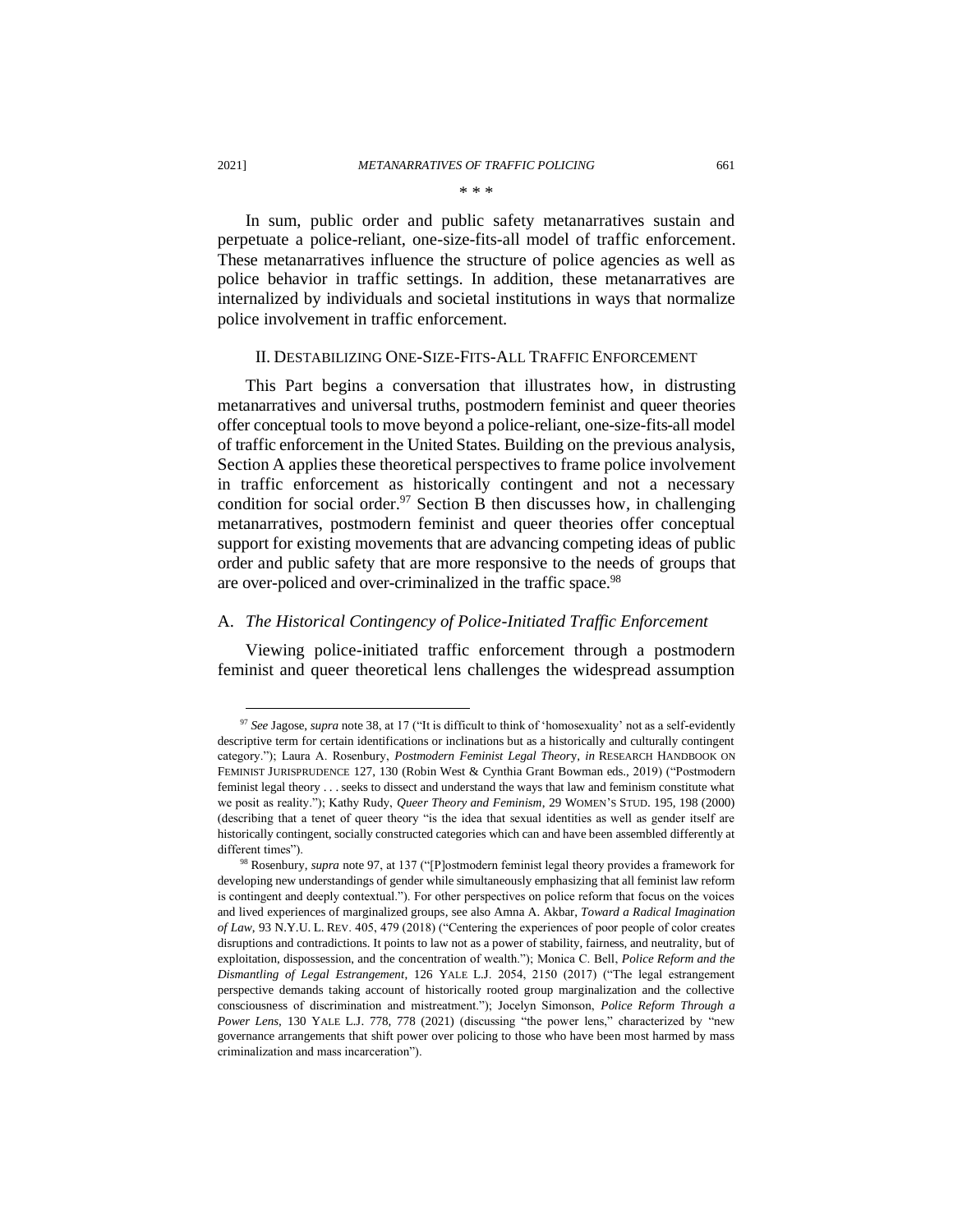\* \* \*

In sum, public order and public safety metanarratives sustain and perpetuate a police-reliant, one-size-fits-all model of traffic enforcement. These metanarratives influence the structure of police agencies as well as police behavior in traffic settings. In addition, these metanarratives are internalized by individuals and societal institutions in ways that normalize police involvement in traffic enforcement.

## II. DESTABILIZING ONE-SIZE-FITS-ALL TRAFFIC ENFORCEMENT

This Part begins a conversation that illustrates how, in distrusting metanarratives and universal truths, postmodern feminist and queer theories offer conceptual tools to move beyond a police-reliant, one-size-fits-all model of traffic enforcement in the United States. Building on the previous analysis, Section A applies these theoretical perspectives to frame police involvement in traffic enforcement as historically contingent and not a necessary condition for social order.[97] Section B then discusses how, in challenging metanarratives, postmodern feminist and queer theories offer conceptual support for existing movements that are advancing competing ideas of public order and public safety that are more responsive to the needs of groups that are over-policed and over-criminalized in the traffic space.[98]

### A. *The Historical Contingency of Police-Initiated Traffic Enforcement*

Viewing police-initiated traffic enforcement through a postmodern feminist and queer theoretical lens challenges the widespread assumption

---

[97] *See* Jagose, *supra* note 38, at 17 ("It is difficult to think of 'homosexuality' not as a self-evidently descriptive term for certain identifications or inclinations but as a historically and culturally contingent category."); Laura A. Rosenbury, *Postmodern Feminist Legal Theory*, *in* RESEARCH HANDBOOK ON FEMINIST JURISPRUDENCE 127, 130 (Robin West & Cynthia Grant Bowman eds., 2019) ("Postmodern feminist legal theory . . . seeks to dissect and understand the ways that law and feminism constitute what we posit as reality."); Kathy Rudy, *Queer Theory and Feminism*, 29 WOMEN'S STUD. 195, 198 (2000) (describing that a tenet of queer theory "is the idea that sexual identities as well as gender itself are historically contingent, socially constructed categories which can and have been assembled differently at different times").

[98] Rosenbury, *supra* note 97, at 137 ("[P]ostmodern feminist legal theory provides a framework for developing new understandings of gender while simultaneously emphasizing that all feminist law reform is contingent and deeply contextual."). For other perspectives on police reform that focus on the voices and lived experiences of marginalized groups, see also Amna A. Akbar, *Toward a Radical Imagination of Law*, 93 N.Y.U. L. REV. 405, 479 (2018) ("Centering the experiences of poor people of color creates disruptions and contradictions. It points to law not as a power of stability, fairness, and neutrality, but of exploitation, dispossession, and the concentration of wealth."); Monica C. Bell, *Police Reform and the Dismantling of Legal Estrangement*, 126 YALE L.J. 2054, 2150 (2017) ("The legal estrangement perspective demands taking account of historically rooted group marginalization and the collective consciousness of discrimination and mistreatment."); Jocelyn Simonson, *Police Reform Through a Power Lens*, 130 YALE L.J. 778, 778 (2021) (discussing "the power lens," characterized by "new governance arrangements that shift power over policing to those who have been most harmed by mass criminalization and mass incarceration").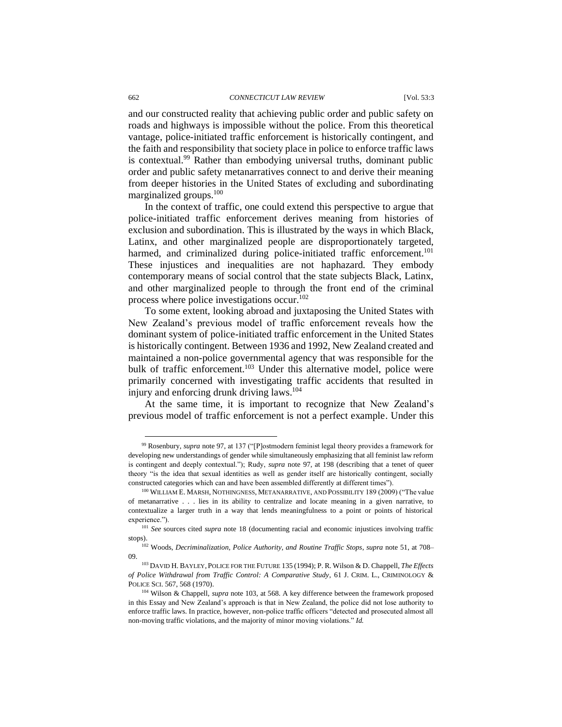and our constructed reality that achieving public order and public safety on roads and highways is impossible without the police. From this theoretical vantage, police-initiated traffic enforcement is historically contingent, and the faith and responsibility that society place in police to enforce traffic laws is contextual.[99] Rather than embodying universal truths, dominant public order and public safety metanarratives connect to and derive their meaning from deeper histories in the United States of excluding and subordinating marginalized groups.[100]

In the context of traffic, one could extend this perspective to argue that police-initiated traffic enforcement derives meaning from histories of exclusion and subordination. This is illustrated by the ways in which Black, Latinx, and other marginalized people are disproportionately targeted, harmed, and criminalized during police-initiated traffic enforcement.[101] These injustices and inequalities are not haphazard. They embody contemporary means of social control that the state subjects Black, Latinx, and other marginalized people to through the front end of the criminal process where police investigations occur.[102]

To some extent, looking abroad and juxtaposing the United States with New Zealand's previous model of traffic enforcement reveals how the dominant system of police-initiated traffic enforcement in the United States is historically contingent. Between 1936 and 1992, New Zealand created and maintained a non-police governmental agency that was responsible for the bulk of traffic enforcement.[103] Under this alternative model, police were primarily concerned with investigating traffic accidents that resulted in injury and enforcing drunk driving laws.[104]

At the same time, it is important to recognize that New Zealand's previous model of traffic enforcement is not a perfect example. Under this

---

[99] Rosenbury, *supra* note 97, at 137 ("[P]ostmodern feminist legal theory provides a framework for developing new understandings of gender while simultaneously emphasizing that all feminist law reform is contingent and deeply contextual."); Rudy, *supra* note 97, at 198 (describing that a tenet of queer theory "is the idea that sexual identities as well as gender itself are historically contingent, socially constructed categories which can and have been assembled differently at different times").

[100] WILLIAM E. MARSH, NOTHINGNESS, METANARRATIVE, AND POSSIBILITY 189 (2009) ("The value of metanarrative . . . lies in its ability to centralize and locate meaning in a given narrative, to contextualize a larger truth in a way that lends meaningfulness to a point or points of historical experience.").

[101] *See* sources cited *supra* note 18 (documenting racial and economic injustices involving traffic stops).

[102] Woods, *Decriminalization, Police Authority, and Routine Traffic Stops*, *supra* note 51, at 708–09.

[103] DAVID H. BAYLEY, POLICE FOR THE FUTURE 135 (1994); P. R. Wilson & D. Chappell, *The Effects of Police Withdrawal from Traffic Control: A Comparative Study*, 61 J. CRIM. L., CRIMINOLOGY & POLICE SCI. 567, 568 (1970).

[104] Wilson & Chappell, *supra* note 103, at 568. A key difference between the framework proposed in this Essay and New Zealand's approach is that in New Zealand, the police did not lose authority to enforce traffic laws. In practice, however, non-police traffic officers "detected and prosecuted almost all non-moving traffic violations, and the majority of minor moving violations." *Id.*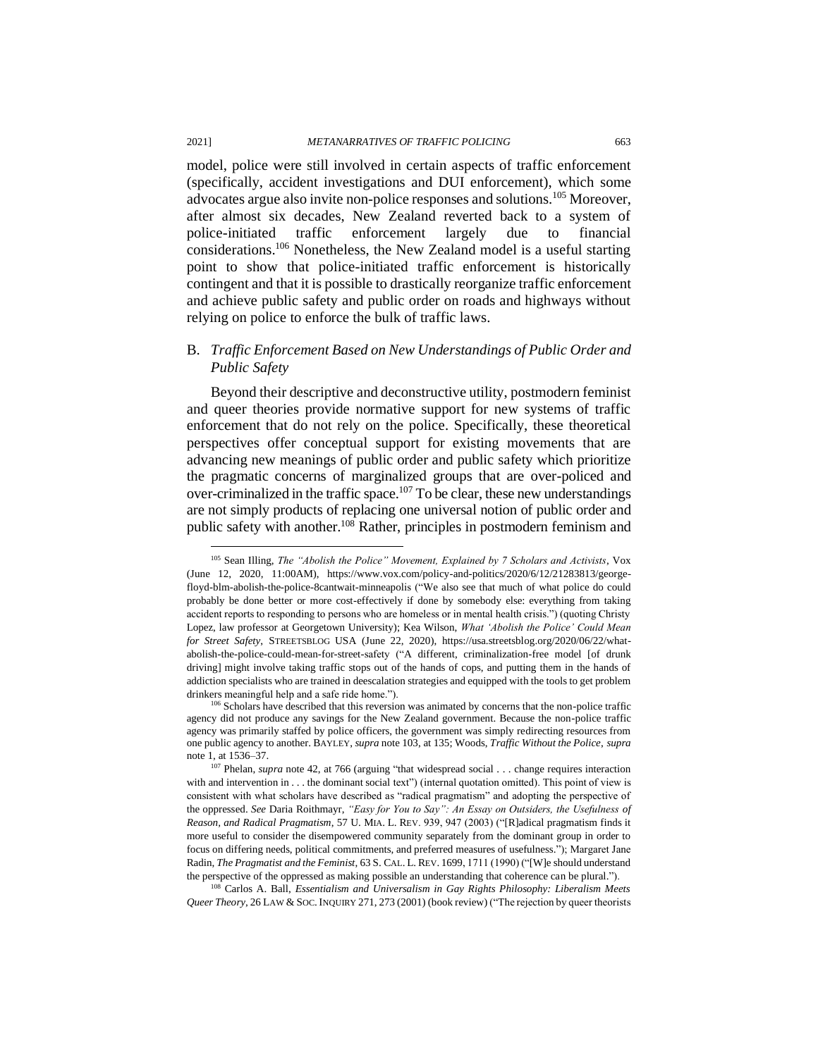model, police were still involved in certain aspects of traffic enforcement (specifically, accident investigations and DUI enforcement), which some advocates argue also invite non-police responses and solutions.[105] Moreover, after almost six decades, New Zealand reverted back to a system of police-initiated traffic enforcement largely due to financial considerations.[106] Nonetheless, the New Zealand model is a useful starting point to show that police-initiated traffic enforcement is historically contingent and that it is possible to drastically reorganize traffic enforcement and achieve public safety and public order on roads and highways without relying on police to enforce the bulk of traffic laws.

## B. *Traffic Enforcement Based on New Understandings of Public Order and Public Safety*

Beyond their descriptive and deconstructive utility, postmodern feminist and queer theories provide normative support for new systems of traffic enforcement that do not rely on the police. Specifically, these theoretical perspectives offer conceptual support for existing movements that are advancing new meanings of public order and public safety which prioritize the pragmatic concerns of marginalized groups that are over-policed and over-criminalized in the traffic space.[107] To be clear, these new understandings are not simply products of replacing one universal notion of public order and public safety with another.[108] Rather, principles in postmodern feminism and

---

[105] Sean Illing, *The "Abolish the Police" Movement, Explained by 7 Scholars and Activists*, Vox (June 12, 2020, 11:00AM), https://www.vox.com/policy-and-politics/2020/6/12/21283813/george-floyd-blm-abolish-the-police-8cantwait-minneapolis ("We also see that much of what police do could probably be done better or more cost-effectively if done by somebody else: everything from taking accident reports to responding to persons who are homeless or in mental health crisis.") (quoting Christy Lopez, law professor at Georgetown University); Kea Wilson, *What 'Abolish the Police' Could Mean for Street Safety*, STREETSBLOG USA (June 22, 2020), https://usa.streetsblog.org/2020/06/22/what-abolish-the-police-could-mean-for-street-safety ("A different, criminalization-free model [of drunk driving] might involve taking traffic stops out of the hands of cops, and putting them in the hands of addiction specialists who are trained in deescalation strategies and equipped with the tools to get problem drinkers meaningful help and a safe ride home.").

[106] Scholars have described that this reversion was animated by concerns that the non-police traffic agency did not produce any savings for the New Zealand government. Because the non-police traffic agency was primarily staffed by police officers, the government was simply redirecting resources from one public agency to another. BAYLEY, *supra* note 103, at 135; Woods, *Traffic Without the Police*, *supra* note 1, at 1536–37.

[107] Phelan, *supra* note 42, at 766 (arguing "that widespread social . . . change requires interaction with and intervention in . . . the dominant social text") (internal quotation omitted). This point of view is consistent with what scholars have described as "radical pragmatism" and adopting the perspective of the oppressed. *See* Daria Roithmayr, *"Easy for You to Say": An Essay on Outsiders, the Usefulness of Reason, and Radical Pragmatism*, 57 U. MIA. L. REV. 939, 947 (2003) ("[R]adical pragmatism finds it more useful to consider the disempowered community separately from the dominant group in order to focus on differing needs, political commitments, and preferred measures of usefulness."); Margaret Jane Radin, *The Pragmatist and the Feminist*, 63 S. CAL. L. REV. 1699, 1711 (1990) ("[W]e should understand the perspective of the oppressed as making possible an understanding that coherence can be plural.").

[108] Carlos A. Ball, *Essentialism and Universalism in Gay Rights Philosophy: Liberalism Meets Queer Theory*, 26 LAW & SOC. INQUIRY 271, 273 (2001) (book review) ("The rejection by queer theorists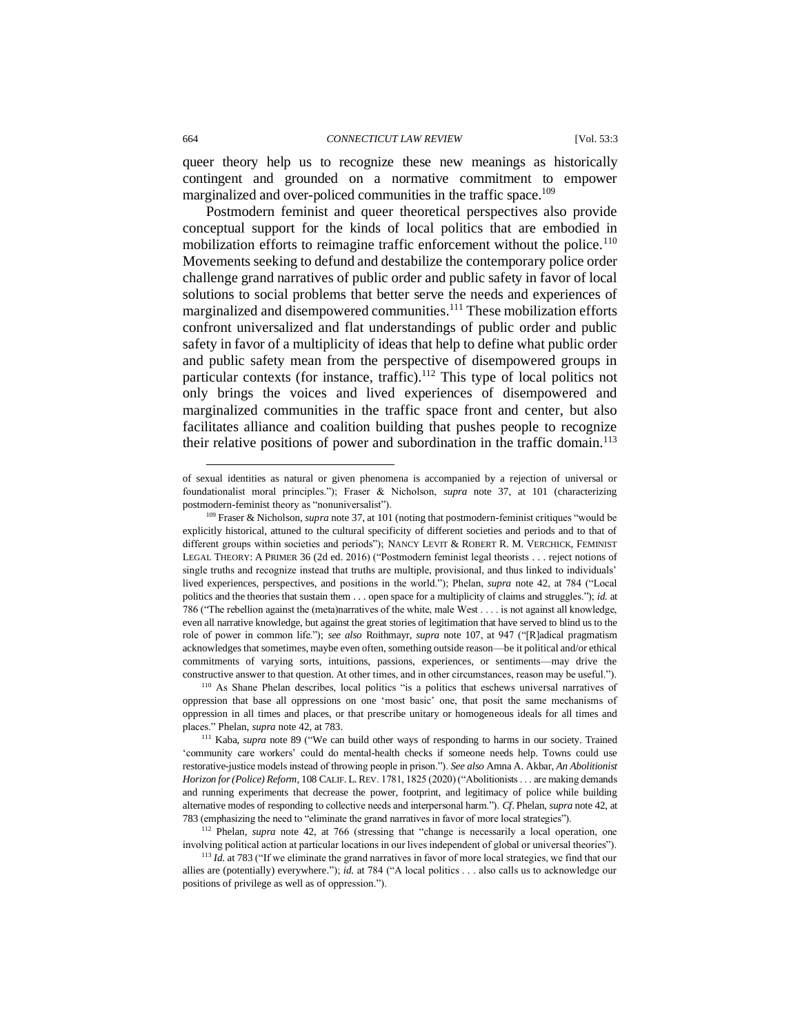queer theory help us to recognize these new meanings as historically contingent and grounded on a normative commitment to empower marginalized and over-policed communities in the traffic space.[109]

Postmodern feminist and queer theoretical perspectives also provide conceptual support for the kinds of local politics that are embodied in mobilization efforts to reimagine traffic enforcement without the police.[110] Movements seeking to defund and destabilize the contemporary police order challenge grand narratives of public order and public safety in favor of local solutions to social problems that better serve the needs and experiences of marginalized and disempowered communities.[111] These mobilization efforts confront universalized and flat understandings of public order and public safety in favor of a multiplicity of ideas that help to define what public order and public safety mean from the perspective of disempowered groups in particular contexts (for instance, traffic).[112] This type of local politics not only brings the voices and lived experiences of disempowered and marginalized communities in the traffic space front and center, but also facilitates alliance and coalition building that pushes people to recognize their relative positions of power and subordination in the traffic domain.[113]

---

of sexual identities as natural or given phenomena is accompanied by a rejection of universal or foundationalist moral principles."); Fraser & Nicholson, *supra* note 37, at 101 (characterizing postmodern-feminist theory as "nonuniversalist").

[109] Fraser & Nicholson, *supra* note 37, at 101 (noting that postmodern-feminist critiques "would be explicitly historical, attuned to the cultural specificity of different societies and periods and to that of different groups within societies and periods"); NANCY LEVIT & ROBERT R. M. VERCHICK, FEMINIST LEGAL THEORY: A PRIMER 36 (2d ed. 2016) ("Postmodern feminist legal theorists . . . reject notions of single truths and recognize instead that truths are multiple, provisional, and thus linked to individuals' lived experiences, perspectives, and positions in the world."); Phelan, *supra* note 42, at 784 ("Local politics and the theories that sustain them . . . open space for a multiplicity of claims and struggles."); *id.* at 786 ("The rebellion against the (meta)narratives of the white, male West . . . . is not against all knowledge, even all narrative knowledge, but against the great stories of legitimation that have served to blind us to the role of power in common life."); *see also* Roithmayr, *supra* note 107, at 947 ("[R]adical pragmatism acknowledges that sometimes, maybe even often, something outside reason—be it political and/or ethical commitments of varying sorts, intuitions, passions, experiences, or sentiments—may drive the constructive answer to that question. At other times, and in other circumstances, reason may be useful.").

[110] As Shane Phelan describes, local politics "is a politics that eschews universal narratives of oppression that base all oppressions on one 'most basic' one, that posit the same mechanisms of oppression in all times and places, or that prescribe unitary or homogeneous ideals for all times and places." Phelan, *supra* note 42, at 783.

[111] Kaba, *supra* note 89 ("We can build other ways of responding to harms in our society. Trained 'community care workers' could do mental-health checks if someone needs help. Towns could use restorative-justice models instead of throwing people in prison."). *See also* Amna A. Akbar, *An Abolitionist Horizon for (Police) Reform*, 108 CALIF. L. REV. 1781, 1825 (2020) ("Abolitionists . . . are making demands and running experiments that decrease the power, footprint, and legitimacy of police while building alternative modes of responding to collective needs and interpersonal harm."). *Cf*. Phelan, *supra* note 42, at 783 (emphasizing the need to "eliminate the grand narratives in favor of more local strategies").

[112] Phelan, *supra* note 42, at 766 (stressing that "change is necessarily a local operation, one involving political action at particular locations in our lives independent of global or universal theories").

[113] *Id.* at 783 ("If we eliminate the grand narratives in favor of more local strategies, we find that our allies are (potentially) everywhere."); *id.* at 784 ("A local politics . . . also calls us to acknowledge our positions of privilege as well as of oppression.").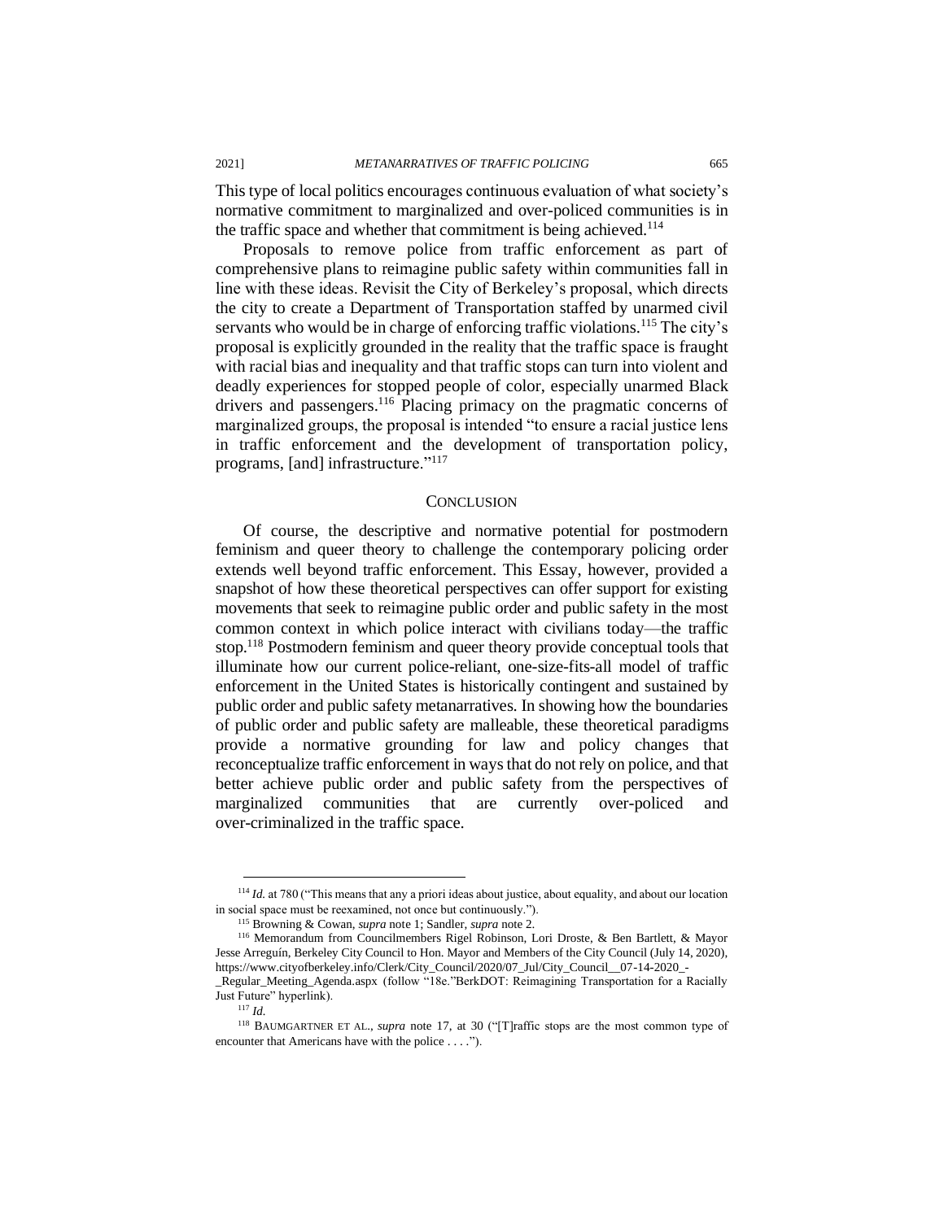This type of local politics encourages continuous evaluation of what society's normative commitment to marginalized and over-policed communities is in the traffic space and whether that commitment is being achieved.[114]

Proposals to remove police from traffic enforcement as part of comprehensive plans to reimagine public safety within communities fall in line with these ideas. Revisit the City of Berkeley's proposal, which directs the city to create a Department of Transportation staffed by unarmed civil servants who would be in charge of enforcing traffic violations.[115] The city's proposal is explicitly grounded in the reality that the traffic space is fraught with racial bias and inequality and that traffic stops can turn into violent and deadly experiences for stopped people of color, especially unarmed Black drivers and passengers.[116] Placing primacy on the pragmatic concerns of marginalized groups, the proposal is intended "to ensure a racial justice lens in traffic enforcement and the development of transportation policy, programs, [and] infrastructure."[117]

## CONCLUSION

Of course, the descriptive and normative potential for postmodern feminism and queer theory to challenge the contemporary policing order extends well beyond traffic enforcement. This Essay, however, provided a snapshot of how these theoretical perspectives can offer support for existing movements that seek to reimagine public order and public safety in the most common context in which police interact with civilians today—the traffic stop.[118] Postmodern feminism and queer theory provide conceptual tools that illuminate how our current police-reliant, one-size-fits-all model of traffic enforcement in the United States is historically contingent and sustained by public order and public safety metanarratives. In showing how the boundaries of public order and public safety are malleable, these theoretical paradigms provide a normative grounding for law and policy changes that reconceptualize traffic enforcement in ways that do not rely on police, and that better achieve public order and public safety from the perspectives of marginalized communities that are currently over-policed and over-criminalized in the traffic space.

---

[114] *Id.* at 780 ("This means that any a priori ideas about justice, about equality, and about our location in social space must be reexamined, not once but continuously.").

[115] Browning & Cowan, *supra* note 1; Sandler, *supra* note 2.

[116] Memorandum from Councilmembers Rigel Robinson, Lori Droste, & Ben Bartlett, & Mayor Jesse Arreguín, Berkeley City Council to Hon. Mayor and Members of the City Council (July 14, 2020), https://www.cityofberkeley.info/Clerk/City_Council/2020/07_Jul/City_Council__07-14-2020_-_Regular_Meeting_Agenda.aspx (follow "18e."BerkDOT: Reimagining Transportation for a Racially Just Future" hyperlink).

[117] *Id.*

[118] BAUMGARTNER ET AL., *supra* note 17, at 30 ("[T]raffic stops are the most common type of encounter that Americans have with the police . . . .").